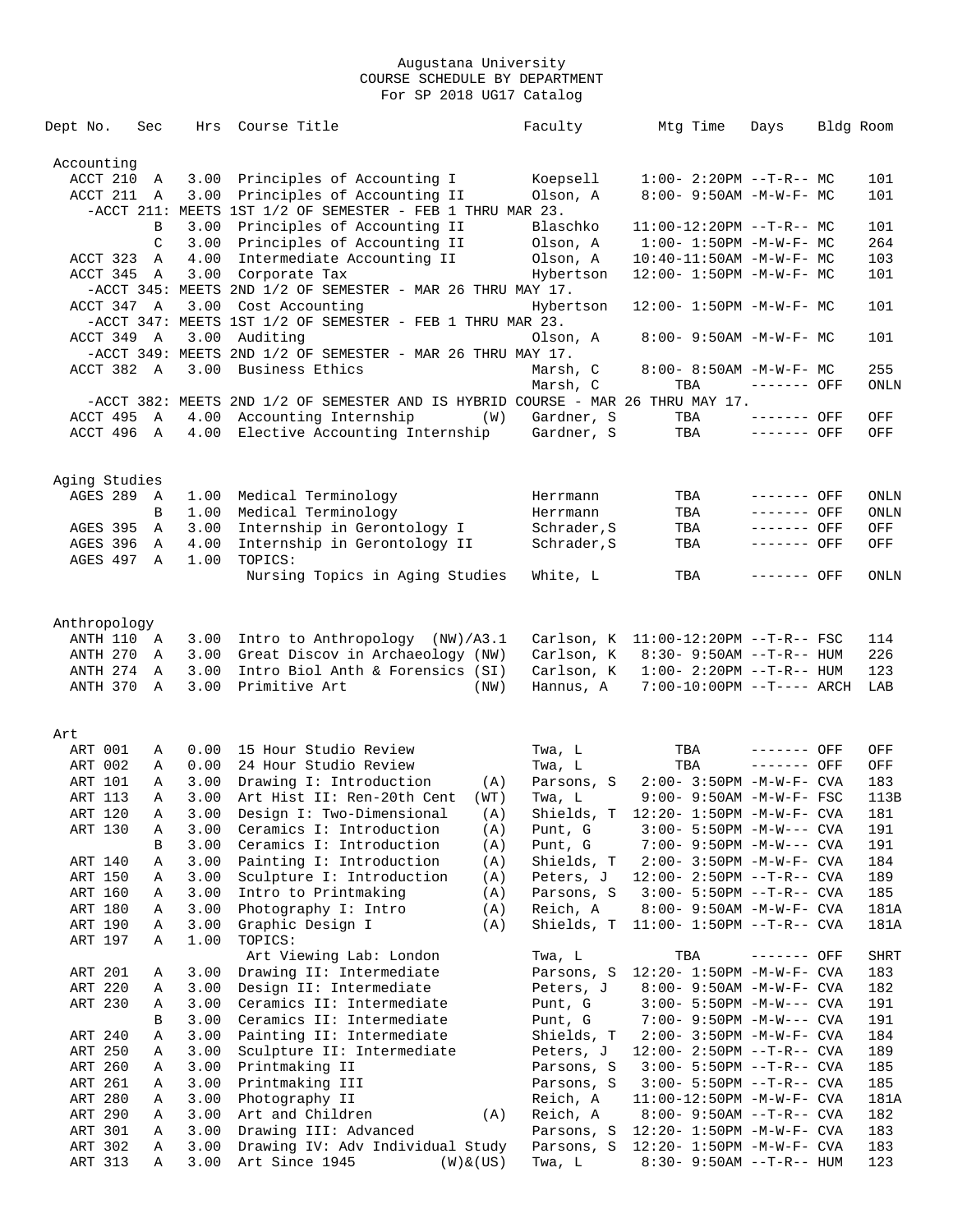# Augustana University
## COURSE SCHEDULE BY DEPARTMENT
### For SP 2018 UG17 Catalog

| Dept No. | Sec | Hrs | Course Title | Faculty | Mtg Time | Days | Bldg | Room |
|---|---|---|---|---|---|---|---|---|
| **Accounting** | | | | | | | | |
| ACCT 210 | A | 3.00 | Principles of Accounting I | Koepsell | 1:00- 2:20PM | --T-R-- | MC | 101 |
| ACCT 211 | A | 3.00 | Principles of Accounting II | Olson, A | 8:00- 9:50AM | -M-W-F- | MC | 101 |
| -ACCT 211: MEETS 1ST 1/2 OF SEMESTER - FEB 1 THRU MAR 23. | | | | | | | | |
| | B | 3.00 | Principles of Accounting II | Blaschko | 11:00-12:20PM | --T-R-- | MC | 101 |
| | C | 3.00 | Principles of Accounting II | Olson, A | 1:00- 1:50PM | -M-W-F- | MC | 264 |
| ACCT 323 | A | 4.00 | Intermediate Accounting II | Olson, A | 10:40-11:50AM | -M-W-F- | MC | 103 |
| ACCT 345 | A | 3.00 | Corporate Tax | Hybertson | 12:00- 1:50PM | -M-W-F- | MC | 101 |
| -ACCT 345: MEETS 2ND 1/2 OF SEMESTER - MAR 26 THRU MAY 17. | | | | | | | | |
| ACCT 347 | A | 3.00 | Cost Accounting | Hybertson | 12:00- 1:50PM | -M-W-F- | MC | 101 |
| -ACCT 347: MEETS 1ST 1/2 OF SEMESTER - FEB 1 THRU MAR 23. | | | | | | | | |
| ACCT 349 | A | 3.00 | Auditing | Olson, A | 8:00- 9:50AM | -M-W-F- | MC | 101 |
| -ACCT 349: MEETS 2ND 1/2 OF SEMESTER - MAR 26 THRU MAY 17. | | | | | | | | |
| ACCT 382 | A | 3.00 | Business Ethics | Marsh, C | 8:00- 8:50AM | -M-W-F- | MC | 255 |
| | | | | Marsh, C | TBA | ------- | OFF | ONLN |
| -ACCT 382: MEETS 2ND 1/2 OF SEMESTER AND IS HYBRID COURSE - MAR 26 THRU MAY 17. | | | | | | | | |
| ACCT 495 | A | 4.00 | Accounting Internship (W) | Gardner, S | TBA | ------- | OFF | OFF |
| ACCT 496 | A | 4.00 | Elective Accounting Internship | Gardner, S | TBA | ------- | OFF | OFF |
| **Aging Studies** | | | | | | | | |
| AGES 289 | A | 1.00 | Medical Terminology | Herrmann | TBA | ------- | OFF | ONLN |
| | B | 1.00 | Medical Terminology | Herrmann | TBA | ------- | OFF | ONLN |
| AGES 395 | A | 3.00 | Internship in Gerontology I | Schrader,S | TBA | ------- | OFF | OFF |
| AGES 396 | A | 4.00 | Internship in Gerontology II | Schrader,S | TBA | ------- | OFF | OFF |
| AGES 497 | A | 1.00 | TOPICS: | | | | | |
| | | | Nursing Topics in Aging Studies | White, L | TBA | ------- | OFF | ONLN |
| **Anthropology** | | | | | | | | |
| ANTH 110 | A | 3.00 | Intro to Anthropology (NW)/A3.1 | Carlson, K | 11:00-12:20PM | --T-R-- | FSC | 114 |
| ANTH 270 | A | 3.00 | Great Discov in Archaeology (NW) | Carlson, K | 8:30- 9:50AM | --T-R-- | HUM | 226 |
| ANTH 274 | A | 3.00 | Intro Biol Anth & Forensics (SI) | Carlson, K | 1:00- 2:20PM | --T-R-- | HUM | 123 |
| ANTH 370 | A | 3.00 | Primitive Art (NW) | Hannus, A | 7:00-10:00PM | --T---- | ARCH | LAB |
| **Art** | | | | | | | | |
| ART 001 | A | 0.00 | 15 Hour Studio Review | Twa, L | TBA | ------- | OFF | OFF |
| ART 002 | A | 0.00 | 24 Hour Studio Review | Twa, L | TBA | ------- | OFF | OFF |
| ART 101 | A | 3.00 | Drawing I: Introduction (A) | Parsons, S | 2:00- 3:50PM | -M-W-F- | CVA | 183 |
| ART 113 | A | 3.00 | Art Hist II: Ren-20th Cent (WT) | Twa, L | 9:00- 9:50AM | -M-W-F- | FSC | 113B |
| ART 120 | A | 3.00 | Design I: Two-Dimensional (A) | Shields, T | 12:20- 1:50PM | -M-W-F- | CVA | 181 |
| ART 130 | A | 3.00 | Ceramics I: Introduction (A) | Punt, G | 3:00- 5:50PM | -M-W--- | CVA | 191 |
| | B | 3.00 | Ceramics I: Introduction (A) | Punt, G | 7:00- 9:50PM | -M-W--- | CVA | 191 |
| ART 140 | A | 3.00 | Painting I: Introduction (A) | Shields, T | 2:00- 3:50PM | -M-W-F- | CVA | 184 |
| ART 150 | A | 3.00 | Sculpture I: Introduction (A) | Peters, J | 12:00- 2:50PM | --T-R-- | CVA | 189 |
| ART 160 | A | 3.00 | Intro to Printmaking (A) | Parsons, S | 3:00- 5:50PM | --T-R-- | CVA | 185 |
| ART 180 | A | 3.00 | Photography I: Intro (A) | Reich, A | 8:00- 9:50AM | -M-W-F- | CVA | 181A |
| ART 190 | A | 3.00 | Graphic Design I (A) | Shields, T | 11:00- 1:50PM | --T-R-- | CVA | 181A |
| ART 197 | A | 1.00 | TOPICS: | | | | | |
| | | | Art Viewing Lab: London | Twa, L | TBA | ------- | OFF | SHRT |
| ART 201 | A | 3.00 | Drawing II: Intermediate | Parsons, S | 12:20- 1:50PM | -M-W-F- | CVA | 183 |
| ART 220 | A | 3.00 | Design II: Intermediate | Peters, J | 8:00- 9:50AM | -M-W-F- | CVA | 182 |
| ART 230 | A | 3.00 | Ceramics II: Intermediate | Punt, G | 3:00- 5:50PM | -M-W--- | CVA | 191 |
| | B | 3.00 | Ceramics II: Intermediate | Punt, G | 7:00- 9:50PM | -M-W--- | CVA | 191 |
| ART 240 | A | 3.00 | Painting II: Intermediate | Shields, T | 2:00- 3:50PM | -M-W-F- | CVA | 184 |
| ART 250 | A | 3.00 | Sculpture II: Intermediate | Peters, J | 12:00- 2:50PM | --T-R-- | CVA | 189 |
| ART 260 | A | 3.00 | Printmaking II | Parsons, S | 3:00- 5:50PM | --T-R-- | CVA | 185 |
| ART 261 | A | 3.00 | Printmaking III | Parsons, S | 3:00- 5:50PM | --T-R-- | CVA | 185 |
| ART 280 | A | 3.00 | Photography II | Reich, A | 11:00-12:50PM | -M-W-F- | CVA | 181A |
| ART 290 | A | 3.00 | Art and Children (A) | Reich, A | 8:00- 9:50AM | --T-R-- | CVA | 182 |
| ART 301 | A | 3.00 | Drawing III: Advanced | Parsons, S | 12:20- 1:50PM | -M-W-F- | CVA | 183 |
| ART 302 | A | 3.00 | Drawing IV: Adv Individual Study | Parsons, S | 12:20- 1:50PM | -M-W-F- | CVA | 183 |
| ART 313 | A | 3.00 | Art Since 1945 (W)&(US) | Twa, L | 8:30- 9:50AM | --T-R-- | HUM | 123 |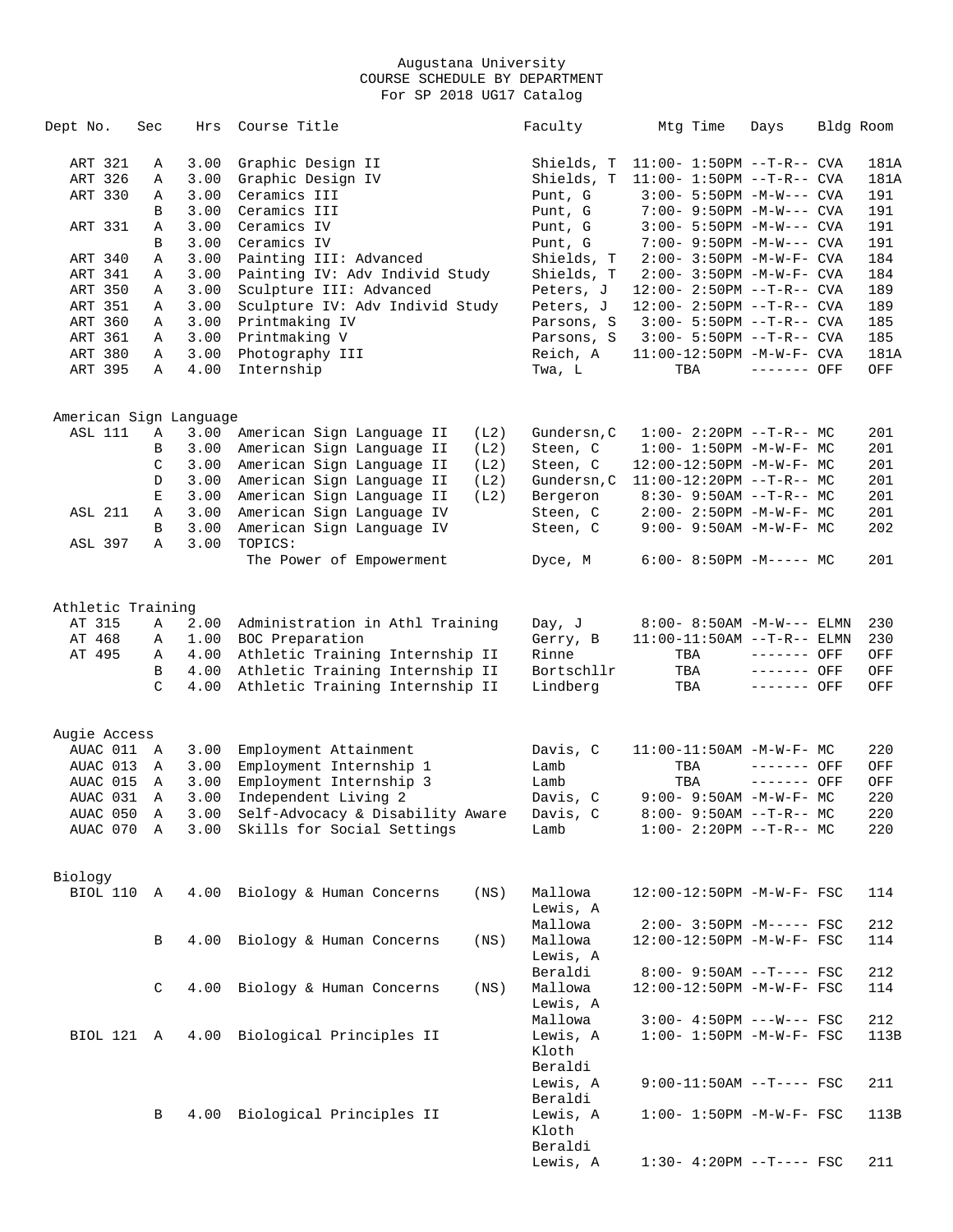Augustana University
COURSE SCHEDULE BY DEPARTMENT
For SP 2018 UG17 Catalog

| Dept No. | Sec | Hrs | Course Title | | Faculty | Mtg Time | Days | Bldg | Room |
|---|---|---|---|---|---|---|---|---|---|
| ART 321 | A | 3.00 | Graphic Design II | | Shields, T | 11:00- 1:50PM | --T-R-- | CVA | 181A |
| ART 326 | A | 3.00 | Graphic Design IV | | Shields, T | 11:00- 1:50PM | --T-R-- | CVA | 181A |
| ART 330 | A | 3.00 | Ceramics III | | Punt, G | 3:00- 5:50PM | -M-W--- | CVA | 191 |
| | B | 3.00 | Ceramics III | | Punt, G | 7:00- 9:50PM | -M-W--- | CVA | 191 |
| ART 331 | A | 3.00 | Ceramics IV | | Punt, G | 3:00- 5:50PM | -M-W--- | CVA | 191 |
| | B | 3.00 | Ceramics IV | | Punt, G | 7:00- 9:50PM | -M-W--- | CVA | 191 |
| ART 340 | A | 3.00 | Painting III: Advanced | | Shields, T | 2:00- 3:50PM | -M-W-F- | CVA | 184 |
| ART 341 | A | 3.00 | Painting IV: Adv Individ Study | | Shields, T | 2:00- 3:50PM | -M-W-F- | CVA | 184 |
| ART 350 | A | 3.00 | Sculpture III: Advanced | | Peters, J | 12:00- 2:50PM | --T-R-- | CVA | 189 |
| ART 351 | A | 3.00 | Sculpture IV: Adv Individ Study | | Peters, J | 12:00- 2:50PM | --T-R-- | CVA | 189 |
| ART 360 | A | 3.00 | Printmaking IV | | Parsons, S | 3:00- 5:50PM | --T-R-- | CVA | 185 |
| ART 361 | A | 3.00 | Printmaking V | | Parsons, S | 3:00- 5:50PM | --T-R-- | CVA | 185 |
| ART 380 | A | 3.00 | Photography III | | Reich, A | 11:00-12:50PM | -M-W-F- | CVA | 181A |
| ART 395 | A | 4.00 | Internship | | Twa, L | TBA | ------- | OFF | OFF |
| **American Sign Language** | | | | | | | | | |
| ASL 111 | A | 3.00 | American Sign Language II | (L2) | Gundersn,C | 1:00- 2:20PM | --T-R-- | MC | 201 |
| | B | 3.00 | American Sign Language II | (L2) | Steen, C | 1:00- 1:50PM | -M-W-F- | MC | 201 |
| | C | 3.00 | American Sign Language II | (L2) | Steen, C | 12:00-12:50PM | -M-W-F- | MC | 201 |
| | D | 3.00 | American Sign Language II | (L2) | Gundersn,C | 11:00-12:20PM | --T-R-- | MC | 201 |
| | E | 3.00 | American Sign Language II | (L2) | Bergeron | 8:30- 9:50AM | --T-R-- | MC | 201 |
| ASL 211 | A | 3.00 | American Sign Language IV | | Steen, C | 2:00- 2:50PM | -M-W-F- | MC | 201 |
| | B | 3.00 | American Sign Language IV | | Steen, C | 9:00- 9:50AM | -M-W-F- | MC | 202 |
| ASL 397 | A | 3.00 | TOPICS: The Power of Empowerment | | Dyce, M | 6:00- 8:50PM | -M----- | MC | 201 |
| **Athletic Training** | | | | | | | | | |
| AT 315 | A | 2.00 | Administration in Athl Training | | Day, J | 8:00- 8:50AM | -M-W--- | ELMN | 230 |
| AT 468 | A | 1.00 | BOC Preparation | | Gerry, B | 11:00-11:50AM | --T-R-- | ELMN | 230 |
| AT 495 | A | 4.00 | Athletic Training Internship II | | Rinne | TBA | ------- | OFF | OFF |
| | B | 4.00 | Athletic Training Internship II | | Bortschllr | TBA | ------- | OFF | OFF |
| | C | 4.00 | Athletic Training Internship II | | Lindberg | TBA | ------- | OFF | OFF |
| **Augie Access** | | | | | | | | | |
| AUAC 011 | A | 3.00 | Employment Attainment | | Davis, C | 11:00-11:50AM | -M-W-F- | MC | 220 |
| AUAC 013 | A | 3.00 | Employment Internship 1 | | Lamb | TBA | ------- | OFF | OFF |
| AUAC 015 | A | 3.00 | Employment Internship 3 | | Lamb | TBA | ------- | OFF | OFF |
| AUAC 031 | A | 3.00 | Independent Living 2 | | Davis, C | 9:00- 9:50AM | -M-W-F- | MC | 220 |
| AUAC 050 | A | 3.00 | Self-Advocacy & Disability Aware | | Davis, C | 8:00- 9:50AM | --T-R-- | MC | 220 |
| AUAC 070 | A | 3.00 | Skills for Social Settings | | Lamb | 1:00- 2:20PM | --T-R-- | MC | 220 |
| **Biology** | | | | | | | | | |
| BIOL 110 | A | 4.00 | Biology & Human Concerns | (NS) | Mallowa, Lewis, A | 12:00-12:50PM | -M-W-F- | FSC | 114 |
| | | | | | Mallowa | 2:00- 3:50PM | -M----- | FSC | 212 |
| | B | 4.00 | Biology & Human Concerns | (NS) | Mallowa, Lewis, A | 12:00-12:50PM | -M-W-F- | FSC | 114 |
| | | | | | Beraldi | 8:00- 9:50AM | --T---- | FSC | 212 |
| | C | 4.00 | Biology & Human Concerns | (NS) | Mallowa, Lewis, A | 12:00-12:50PM | -M-W-F- | FSC | 114 |
| | | | | | Mallowa | 3:00- 4:50PM | ---W--- | FSC | 212 |
| BIOL 121 | A | 4.00 | Biological Principles II | | Lewis, A, Kloth, Beraldi | 1:00- 1:50PM | -M-W-F- | FSC | 113B |
| | | | | | Lewis, A, Beraldi | 9:00-11:50AM | --T---- | FSC | 211 |
| | B | 4.00 | Biological Principles II | | Lewis, A, Kloth, Beraldi | 1:00- 1:50PM | -M-W-F- | FSC | 113B |
| | | | | | Lewis, A | 1:30- 4:20PM | --T---- | FSC | 211 |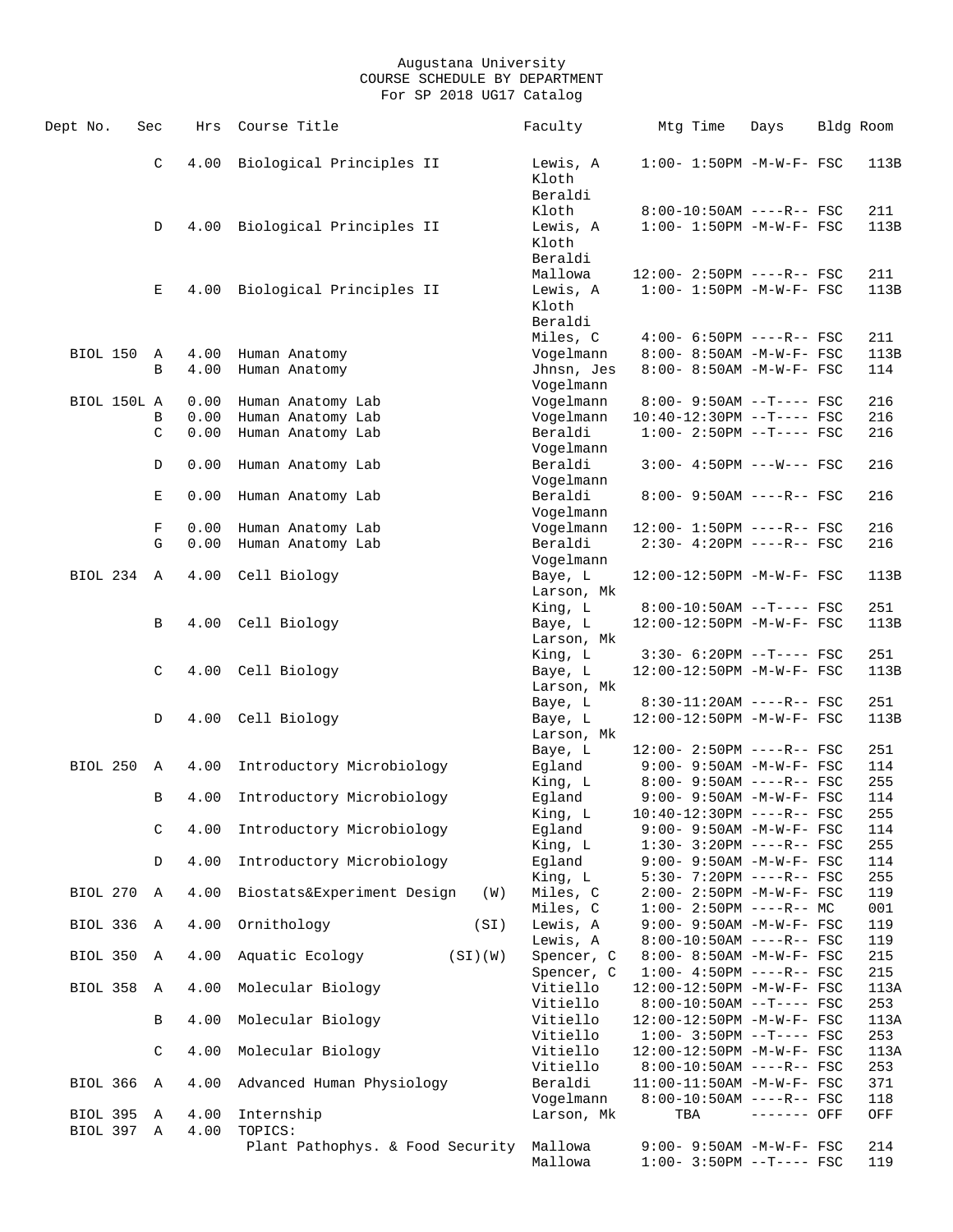Augustana University
COURSE SCHEDULE BY DEPARTMENT
For SP 2018 UG17 Catalog

| Dept No. | Sec | Hrs | Course Title | Faculty | Mtg Time | Days | Bldg | Room |
|---|---|---|---|---|---|---|---|---|
| | C | 4.00 | Biological Principles II | Lewis, A | 1:00- 1:50PM | -M-W-F- | FSC | 113B |
| | | | | Kloth | | | | |
| | | | | Beraldi | | | | |
| | | | | Kloth | 8:00-10:50AM | ----R-- | FSC | 211 |
| | D | 4.00 | Biological Principles II | Lewis, A | 1:00- 1:50PM | -M-W-F- | FSC | 113B |
| | | | | Kloth | | | | |
| | | | | Beraldi | | | | |
| | | | | Mallowa | 12:00- 2:50PM | ----R-- | FSC | 211 |
| | E | 4.00 | Biological Principles II | Lewis, A | 1:00- 1:50PM | -M-W-F- | FSC | 113B |
| | | | | Kloth | | | | |
| | | | | Beraldi | | | | |
| | | | | Miles, C | 4:00- 6:50PM | ----R-- | FSC | 211 |
| BIOL 150 | A | 4.00 | Human Anatomy | Vogelmann | 8:00- 8:50AM | -M-W-F- | FSC | 113B |
| | B | 4.00 | Human Anatomy | Jhnsn, Jes | 8:00- 8:50AM | -M-W-F- | FSC | 114 |
| | | | | Vogelmann | | | | |
| BIOL 150L | A | 0.00 | Human Anatomy Lab | Vogelmann | 8:00- 9:50AM | --T---- | FSC | 216 |
| | B | 0.00 | Human Anatomy Lab | Vogelmann | 10:40-12:30PM | --T---- | FSC | 216 |
| | C | 0.00 | Human Anatomy Lab | Beraldi | 1:00- 2:50PM | --T---- | FSC | 216 |
| | | | | Vogelmann | | | | |
| | D | 0.00 | Human Anatomy Lab | Beraldi | 3:00- 4:50PM | ---W--- | FSC | 216 |
| | | | | Vogelmann | | | | |
| | E | 0.00 | Human Anatomy Lab | Beraldi | 8:00- 9:50AM | ----R-- | FSC | 216 |
| | | | | Vogelmann | | | | |
| | F | 0.00 | Human Anatomy Lab | Vogelmann | 12:00- 1:50PM | ----R-- | FSC | 216 |
| | G | 0.00 | Human Anatomy Lab | Beraldi | 2:30- 4:20PM | ----R-- | FSC | 216 |
| | | | | Vogelmann | | | | |
| BIOL 234 | A | 4.00 | Cell Biology | Baye, L | 12:00-12:50PM | -M-W-F- | FSC | 113B |
| | | | | Larson, Mk | | | | |
| | | | | King, L | 8:00-10:50AM | --T---- | FSC | 251 |
| | B | 4.00 | Cell Biology | Baye, L | 12:00-12:50PM | -M-W-F- | FSC | 113B |
| | | | | Larson, Mk | | | | |
| | | | | King, L | 3:30- 6:20PM | --T---- | FSC | 251 |
| | C | 4.00 | Cell Biology | Baye, L | 12:00-12:50PM | -M-W-F- | FSC | 113B |
| | | | | Larson, Mk | | | | |
| | | | | Baye, L | 8:30-11:20AM | ----R-- | FSC | 251 |
| | D | 4.00 | Cell Biology | Baye, L | 12:00-12:50PM | -M-W-F- | FSC | 113B |
| | | | | Larson, Mk | | | | |
| | | | | Baye, L | 12:00- 2:50PM | ----R-- | FSC | 251 |
| BIOL 250 | A | 4.00 | Introductory Microbiology | Egland | 9:00- 9:50AM | -M-W-F- | FSC | 114 |
| | | | | King, L | 8:00- 9:50AM | ----R-- | FSC | 255 |
| | B | 4.00 | Introductory Microbiology | Egland | 9:00- 9:50AM | -M-W-F- | FSC | 114 |
| | | | | King, L | 10:40-12:30PM | ----R-- | FSC | 255 |
| | C | 4.00 | Introductory Microbiology | Egland | 9:00- 9:50AM | -M-W-F- | FSC | 114 |
| | | | | King, L | 1:30- 3:20PM | ----R-- | FSC | 255 |
| | D | 4.00 | Introductory Microbiology | Egland | 9:00- 9:50AM | -M-W-F- | FSC | 114 |
| | | | | King, L | 5:30- 7:20PM | ----R-- | FSC | 255 |
| BIOL 270 | A | 4.00 | Biostats&Experiment Design (W) | Miles, C | 2:00- 2:50PM | -M-W-F- | FSC | 119 |
| | | | | Miles, C | 1:00- 2:50PM | ----R-- | MC | 001 |
| BIOL 336 | A | 4.00 | Ornithology (SI) | Lewis, A | 9:00- 9:50AM | -M-W-F- | FSC | 119 |
| | | | | Lewis, A | 8:00-10:50AM | ----R-- | FSC | 119 |
| BIOL 350 | A | 4.00 | Aquatic Ecology (SI)(W) | Spencer, C | 8:00- 8:50AM | -M-W-F- | FSC | 215 |
| | | | | Spencer, C | 1:00- 4:50PM | ----R-- | FSC | 215 |
| BIOL 358 | A | 4.00 | Molecular Biology | Vitiello | 12:00-12:50PM | -M-W-F- | FSC | 113A |
| | | | | Vitiello | 8:00-10:50AM | --T---- | FSC | 253 |
| | B | 4.00 | Molecular Biology | Vitiello | 12:00-12:50PM | -M-W-F- | FSC | 113A |
| | | | | Vitiello | 1:00- 3:50PM | --T---- | FSC | 253 |
| | C | 4.00 | Molecular Biology | Vitiello | 12:00-12:50PM | -M-W-F- | FSC | 113A |
| | | | | Vitiello | 8:00-10:50AM | ----R-- | FSC | 253 |
| BIOL 366 | A | 4.00 | Advanced Human Physiology | Beraldi | 11:00-11:50AM | -M-W-F- | FSC | 371 |
| | | | | Vogelmann | 8:00-10:50AM | ----R-- | FSC | 118 |
| BIOL 395 | A | 4.00 | Internship | Larson, Mk | TBA | ------- | OFF | OFF |
| BIOL 397 | A | 4.00 | TOPICS: | | | | | |
| | | | Plant Pathophys. & Food Security | Mallowa | 9:00- 9:50AM | -M-W-F- | FSC | 214 |
| | | | | Mallowa | 1:00- 3:50PM | --T---- | FSC | 119 |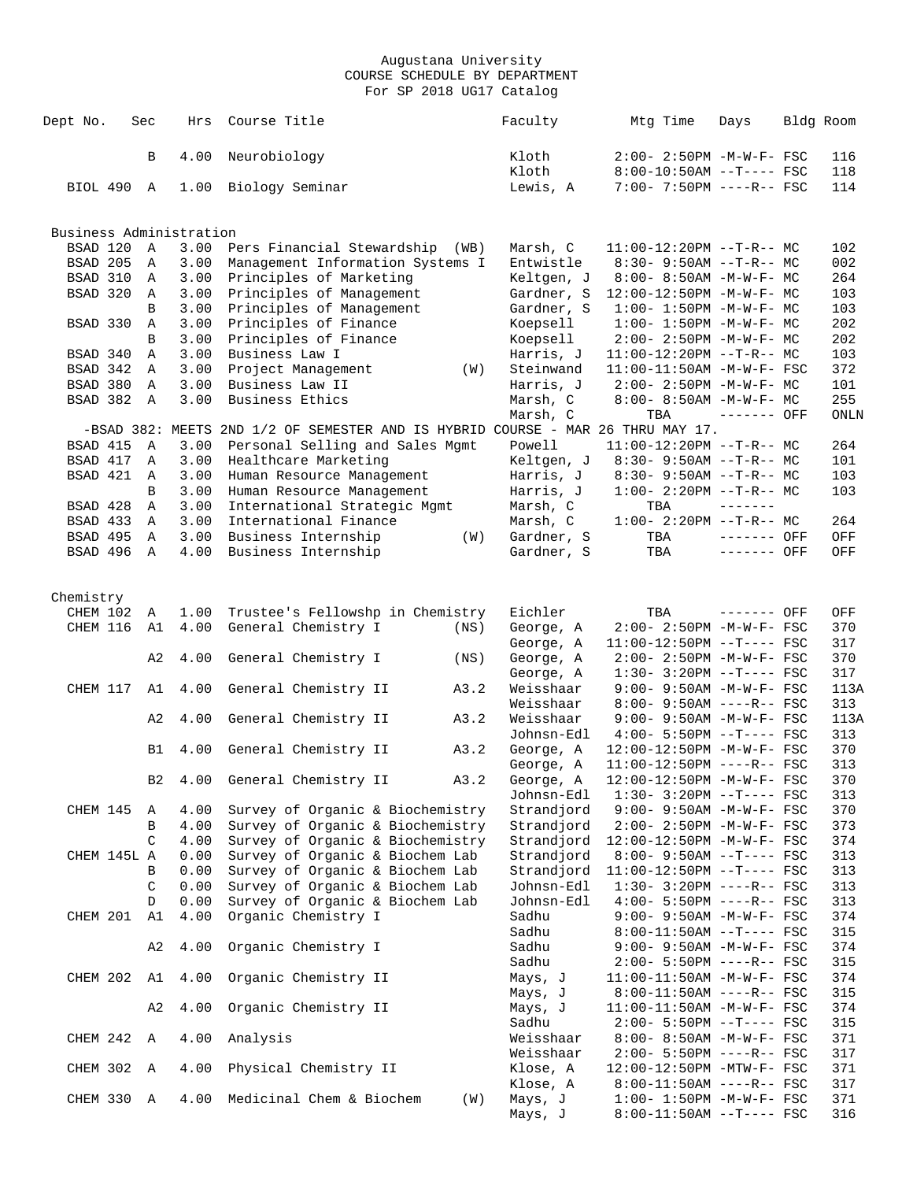Augustana University
COURSE SCHEDULE BY DEPARTMENT
For SP 2018 UG17 Catalog

| Dept No. | Sec | Hrs | Course Title | | Faculty | Mtg Time | Days | Bldg | Room |
|---|---|---|---|---|---|---|---|---|---|
| | B | 4.00 | Neurobiology | | Kloth | 2:00- 2:50PM | -M-W-F- | FSC | 116 |
| | | | | | Kloth | 8:00-10:50AM | --T---- | FSC | 118 |
| BIOL 490 | A | 1.00 | Biology Seminar | | Lewis, A | 7:00- 7:50PM | ----R-- | FSC | 114 |
| **Business Administration** | | | | | | | | | |
| BSAD 120 | A | 3.00 | Pers Financial Stewardship | (WB) | Marsh, C | 11:00-12:20PM | --T-R-- | MC | 102 |
| BSAD 205 | A | 3.00 | Management Information Systems I | | Entwistle | 8:30- 9:50AM | --T-R-- | MC | 002 |
| BSAD 310 | A | 3.00 | Principles of Marketing | | Keltgen, J | 8:00- 8:50AM | -M-W-F- | MC | 264 |
| BSAD 320 | A | 3.00 | Principles of Management | | Gardner, S | 12:00-12:50PM | -M-W-F- | MC | 103 |
| | B | 3.00 | Principles of Management | | Gardner, S | 1:00- 1:50PM | -M-W-F- | MC | 103 |
| BSAD 330 | A | 3.00 | Principles of Finance | | Koepsell | 1:00- 1:50PM | -M-W-F- | MC | 202 |
| | B | 3.00 | Principles of Finance | | Koepsell | 2:00- 2:50PM | -M-W-F- | MC | 202 |
| BSAD 340 | A | 3.00 | Business Law I | | Harris, J | 11:00-12:20PM | --T-R-- | MC | 103 |
| BSAD 342 | A | 3.00 | Project Management | (W) | Steinwand | 11:00-11:50AM | -M-W-F- | FSC | 372 |
| BSAD 380 | A | 3.00 | Business Law II | | Harris, J | 2:00- 2:50PM | -M-W-F- | MC | 101 |
| BSAD 382 | A | 3.00 | Business Ethics | | Marsh, C | 8:00- 8:50AM | -M-W-F- | MC | 255 |
| | | | | | Marsh, C | TBA | ------- | OFF | ONLN |
| -BSAD 382: MEETS 2ND 1/2 OF SEMESTER AND IS HYBRID COURSE - MAR 26 THRU MAY 17. | | | | | | | | | |
| BSAD 415 | A | 3.00 | Personal Selling and Sales Mgmt | | Powell | 11:00-12:20PM | --T-R-- | MC | 264 |
| BSAD 417 | A | 3.00 | Healthcare Marketing | | Keltgen, J | 8:30- 9:50AM | --T-R-- | MC | 101 |
| BSAD 421 | A | 3.00 | Human Resource Management | | Harris, J | 8:30- 9:50AM | --T-R-- | MC | 103 |
| | B | 3.00 | Human Resource Management | | Harris, J | 1:00- 2:20PM | --T-R-- | MC | 103 |
| BSAD 428 | A | 3.00 | International Strategic Mgmt | | Marsh, C | TBA | ------- | | |
| BSAD 433 | A | 3.00 | International Finance | | Marsh, C | 1:00- 2:20PM | --T-R-- | MC | 264 |
| BSAD 495 | A | 3.00 | Business Internship | (W) | Gardner, S | TBA | ------- | OFF | OFF |
| BSAD 496 | A | 4.00 | Business Internship | | Gardner, S | TBA | ------- | OFF | OFF |
| **Chemistry** | | | | | | | | | |
| CHEM 102 | A | 1.00 | Trustee's Fellowshp in Chemistry | | Eichler | TBA | ------- | OFF | OFF |
| CHEM 116 | A1 | 4.00 | General Chemistry I | (NS) | George, A | 2:00- 2:50PM | -M-W-F- | FSC | 370 |
| | | | | | George, A | 11:00-12:50PM | --T---- | FSC | 317 |
| | A2 | 4.00 | General Chemistry I | (NS) | George, A | 2:00- 2:50PM | -M-W-F- | FSC | 370 |
| | | | | | George, A | 1:30- 3:20PM | --T---- | FSC | 317 |
| CHEM 117 | A1 | 4.00 | General Chemistry II | A3.2 | Weisshaar | 9:00- 9:50AM | -M-W-F- | FSC | 113A |
| | | | | | Weisshaar | 8:00- 9:50AM | ----R-- | FSC | 313 |
| | A2 | 4.00 | General Chemistry II | A3.2 | Weisshaar | 9:00- 9:50AM | -M-W-F- | FSC | 113A |
| | | | | | Johnsn-Edl | 4:00- 5:50PM | --T---- | FSC | 313 |
| | B1 | 4.00 | General Chemistry II | A3.2 | George, A | 12:00-12:50PM | -M-W-F- | FSC | 370 |
| | | | | | George, A | 11:00-12:50PM | ----R-- | FSC | 313 |
| | B2 | 4.00 | General Chemistry II | A3.2 | George, A | 12:00-12:50PM | -M-W-F- | FSC | 370 |
| | | | | | Johnsn-Edl | 1:30- 3:20PM | --T---- | FSC | 313 |
| CHEM 145 | A | 4.00 | Survey of Organic & Biochemistry | | Strandjord | 9:00- 9:50AM | -M-W-F- | FSC | 370 |
| | B | 4.00 | Survey of Organic & Biochemistry | | Strandjord | 2:00- 2:50PM | -M-W-F- | FSC | 373 |
| | C | 4.00 | Survey of Organic & Biochemistry | | Strandjord | 12:00-12:50PM | -M-W-F- | FSC | 374 |
| CHEM 145L | A | 0.00 | Survey of Organic & Biochem Lab | | Strandjord | 8:00- 9:50AM | --T---- | FSC | 313 |
| | B | 0.00 | Survey of Organic & Biochem Lab | | Strandjord | 11:00-12:50PM | --T---- | FSC | 313 |
| | C | 0.00 | Survey of Organic & Biochem Lab | | Johnsn-Edl | 1:30- 3:20PM | ----R-- | FSC | 313 |
| | D | 0.00 | Survey of Organic & Biochem Lab | | Johnsn-Edl | 4:00- 5:50PM | ----R-- | FSC | 313 |
| CHEM 201 | A1 | 4.00 | Organic Chemistry I | | Sadhu | 9:00- 9:50AM | -M-W-F- | FSC | 374 |
| | | | | | Sadhu | 8:00-11:50AM | --T---- | FSC | 315 |
| | A2 | 4.00 | Organic Chemistry I | | Sadhu | 9:00- 9:50AM | -M-W-F- | FSC | 374 |
| | | | | | Sadhu | 2:00- 5:50PM | ----R-- | FSC | 315 |
| CHEM 202 | A1 | 4.00 | Organic Chemistry II | | Mays, J | 11:00-11:50AM | -M-W-F- | FSC | 374 |
| | | | | | Mays, J | 8:00-11:50AM | ----R-- | FSC | 315 |
| | A2 | 4.00 | Organic Chemistry II | | Mays, J | 11:00-11:50AM | -M-W-F- | FSC | 374 |
| | | | | | Sadhu | 2:00- 5:50PM | --T---- | FSC | 315 |
| CHEM 242 | A | 4.00 | Analysis | | Weisshaar | 8:00- 8:50AM | -M-W-F- | FSC | 371 |
| | | | | | Weisshaar | 2:00- 5:50PM | ----R-- | FSC | 317 |
| CHEM 302 | A | 4.00 | Physical Chemistry II | | Klose, A | 12:00-12:50PM | -MTW-F- | FSC | 371 |
| | | | | | Klose, A | 8:00-11:50AM | ----R-- | FSC | 317 |
| CHEM 330 | A | 4.00 | Medicinal Chem & Biochem | (W) | Mays, J | 1:00- 1:50PM | -M-W-F- | FSC | 371 |
| | | | | | Mays, J | 8:00-11:50AM | --T---- | FSC | 316 |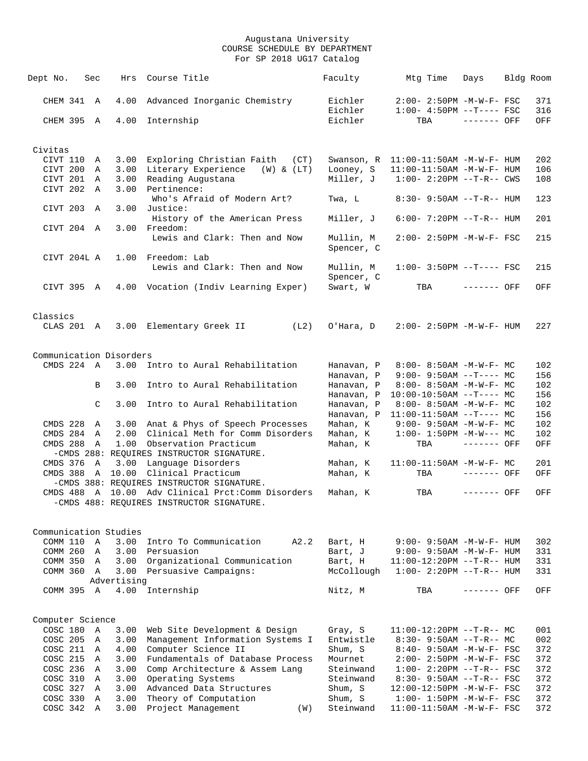Augustana University
COURSE SCHEDULE BY DEPARTMENT
For SP 2018 UG17 Catalog

| Dept No. | Sec | Hrs | Course Title | Faculty | Mtg Time | Days | Bldg | Room |
|---|---|---|---|---|---|---|---|---|
| CHEM 341 | A | 4.00 | Advanced Inorganic Chemistry | Eichler | 2:00- 2:50PM | -M-W-F- | FSC | 371 |
| | | | | Eichler | 1:00- 4:50PM | --T---- | FSC | 316 |
| CHEM 395 | A | 4.00 | Internship | Eichler | TBA | ------- | OFF | OFF |
| **Civitas** | | | | | | | | |
| CIVT 110 | A | 3.00 | Exploring Christian Faith (CT) | Swanson, R | 11:00-11:50AM | -M-W-F- | HUM | 202 |
| CIVT 200 | A | 3.00 | Literary Experience (W) & (LT) | Looney, S | 11:00-11:50AM | -M-W-F- | HUM | 106 |
| CIVT 201 | A | 3.00 | Reading Augustana | Miller, J | 1:00- 2:20PM | --T-R-- | CWS | 108 |
| CIVT 202 | A | 3.00 | Pertinence: Who's Afraid of Modern Art? | Twa, L | 8:30- 9:50AM | --T-R-- | HUM | 123 |
| CIVT 203 | A | 3.00 | Justice: History of the American Press | Miller, J | 6:00- 7:20PM | --T-R-- | HUM | 201 |
| CIVT 204 | A | 3.00 | Freedom: Lewis and Clark: Then and Now | Mullin, M; Spencer, C | 2:00- 2:50PM | -M-W-F- | FSC | 215 |
| CIVT 204L | A | 1.00 | Freedom: Lab Lewis and Clark: Then and Now | Mullin, M; Spencer, C | 1:00- 3:50PM | --T---- | FSC | 215 |
| CIVT 395 | A | 4.00 | Vocation (Indiv Learning Exper) | Swart, W | TBA | ------- | OFF | OFF |
| **Classics** | | | | | | | | |
| CLAS 201 | A | 3.00 | Elementary Greek II (L2) | O'Hara, D | 2:00- 2:50PM | -M-W-F- | HUM | 227 |
| **Communication Disorders** | | | | | | | | |
| CMDS 224 | A | 3.00 | Intro to Aural Rehabilitation | Hanavan, P | 8:00- 8:50AM | -M-W-F- | MC | 102 |
| | | | | Hanavan, P | 9:00- 9:50AM | --T---- | MC | 156 |
| | B | 3.00 | Intro to Aural Rehabilitation | Hanavan, P | 8:00- 8:50AM | -M-W-F- | MC | 102 |
| | | | | Hanavan, P | 10:00-10:50AM | --T---- | MC | 156 |
| | C | 3.00 | Intro to Aural Rehabilitation | Hanavan, P | 8:00- 8:50AM | -M-W-F- | MC | 102 |
| | | | | Hanavan, P | 11:00-11:50AM | --T---- | MC | 156 |
| CMDS 228 | A | 3.00 | Anat & Phys of Speech Processes | Mahan, K | 9:00- 9:50AM | -M-W-F- | MC | 102 |
| CMDS 284 | A | 2.00 | Clinical Meth for Comm Disorders | Mahan, K | 1:00- 1:50PM | -M-W--- | MC | 102 |
| CMDS 288 | A | 1.00 | Observation Practicum<br>-CMDS 288: REQUIRES INSTRUCTOR SIGNATURE. | Mahan, K | TBA | ------- | OFF | OFF |
| CMDS 376 | A | 3.00 | Language Disorders | Mahan, K | 11:00-11:50AM | -M-W-F- | MC | 201 |
| CMDS 388 | A | 10.00 | Clinical Practicum<br>-CMDS 388: REQUIRES INSTRUCTOR SIGNATURE. | Mahan, K | TBA | ------- | OFF | OFF |
| CMDS 488 | A | 10.00 | Adv Clinical Prct:Comm Disorders<br>-CMDS 488: REQUIRES INSTRUCTOR SIGNATURE. | Mahan, K | TBA | ------- | OFF | OFF |
| **Communication Studies** | | | | | | | | |
| COMM 110 | A | 3.00 | Intro To Communication A2.2 | Bart, H | 9:00- 9:50AM | -M-W-F- | HUM | 302 |
| COMM 260 | A | 3.00 | Persuasion | Bart, J | 9:00- 9:50AM | -M-W-F- | HUM | 331 |
| COMM 350 | A | 3.00 | Organizational Communication | Bart, H | 11:00-12:20PM | --T-R-- | HUM | 331 |
| COMM 360 | A | 3.00 | Persuasive Campaigns: Advertising | McCollough | 1:00- 2:20PM | --T-R-- | HUM | 331 |
| COMM 395 | A | 4.00 | Internship | Nitz, M | TBA | ------- | OFF | OFF |
| **Computer Science** | | | | | | | | |
| COSC 180 | A | 3.00 | Web Site Development & Design | Gray, S | 11:00-12:20PM | --T-R-- | MC | 001 |
| COSC 205 | A | 3.00 | Management Information Systems I | Entwistle | 8:30- 9:50AM | --T-R-- | MC | 002 |
| COSC 211 | A | 4.00 | Computer Science II | Shum, S | 8:40- 9:50AM | -M-W-F- | FSC | 372 |
| COSC 215 | A | 3.00 | Fundamentals of Database Process | Mournet | 2:00- 2:50PM | -M-W-F- | FSC | 372 |
| COSC 236 | A | 3.00 | Comp Architecture & Assem Lang | Steinwand | 1:00- 2:20PM | --T-R-- | FSC | 372 |
| COSC 310 | A | 3.00 | Operating Systems | Steinwand | 8:30- 9:50AM | --T-R-- | FSC | 372 |
| COSC 327 | A | 3.00 | Advanced Data Structures | Shum, S | 12:00-12:50PM | -M-W-F- | FSC | 372 |
| COSC 330 | A | 3.00 | Theory of Computation | Shum, S | 1:00- 1:50PM | -M-W-F- | FSC | 372 |
| COSC 342 | A | 3.00 | Project Management (W) | Steinwand | 11:00-11:50AM | -M-W-F- | FSC | 372 |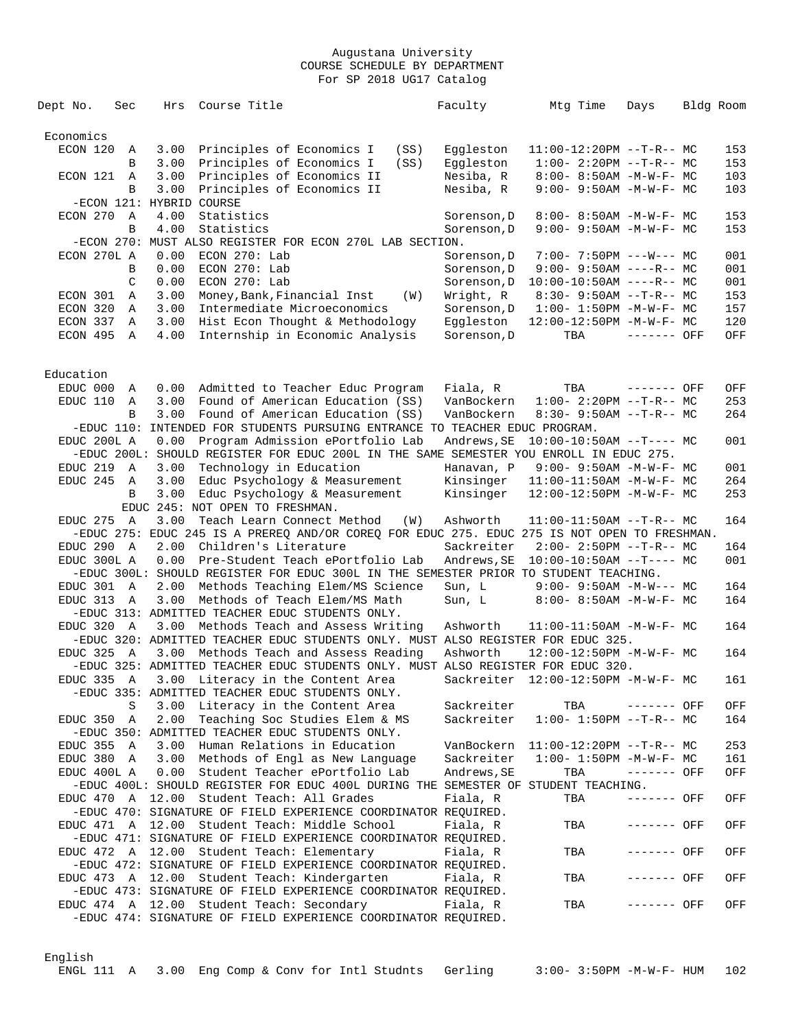Augustana University
COURSE SCHEDULE BY DEPARTMENT
For SP 2018 UG17 Catalog

| Dept No. | Sec | Hrs | Course Title | Faculty | Mtg Time | Days | Bldg | Room |
|---|---|---|---|---|---|---|---|---|
| **Economics** | | | | | | | | |
| ECON 120 | A | 3.00 | Principles of Economics I (SS) | Eggleston | 11:00-12:20PM | --T-R-- | MC | 153 |
| | B | 3.00 | Principles of Economics I (SS) | Eggleston | 1:00- 2:20PM | --T-R-- | MC | 153 |
| ECON 121 | A | 3.00 | Principles of Economics II | Nesiba, R | 8:00- 8:50AM | -M-W-F- | MC | 103 |
| | B | 3.00 | Principles of Economics II | Nesiba, R | 9:00- 9:50AM | -M-W-F- | MC | 103 |
| -ECON 121: HYBRID COURSE | | | | | | | | |
| ECON 270 | A | 4.00 | Statistics | Sorenson,D | 8:00- 8:50AM | -M-W-F- | MC | 153 |
| | B | 4.00 | Statistics | Sorenson,D | 9:00- 9:50AM | -M-W-F- | MC | 153 |
| -ECON 270: MUST ALSO REGISTER FOR ECON 270L LAB SECTION. | | | | | | | | |
| ECON 270L | A | 0.00 | ECON 270: Lab | Sorenson,D | 7:00- 7:50PM | ---W--- | MC | 001 |
| | B | 0.00 | ECON 270: Lab | Sorenson,D | 9:00- 9:50AM | ----R-- | MC | 001 |
| | C | 0.00 | ECON 270: Lab | Sorenson,D | 10:00-10:50AM | ----R-- | MC | 001 |
| ECON 301 | A | 3.00 | Money,Bank,Financial Inst (W) | Wright, R | 8:30- 9:50AM | --T-R-- | MC | 153 |
| ECON 320 | A | 3.00 | Intermediate Microeconomics | Sorenson,D | 1:00- 1:50PM | -M-W-F- | MC | 157 |
| ECON 337 | A | 3.00 | Hist Econ Thought & Methodology | Eggleston | 12:00-12:50PM | -M-W-F- | MC | 120 |
| ECON 495 | A | 4.00 | Internship in Economic Analysis | Sorenson,D | TBA | ------- | OFF | OFF |
| **Education** | | | | | | | | |
| EDUC 000 | A | 0.00 | Admitted to Teacher Educ Program | Fiala, R | TBA | ------- | OFF | OFF |
| EDUC 110 | A | 3.00 | Found of American Education (SS) | VanBockern | 1:00- 2:20PM | --T-R-- | MC | 253 |
| | B | 3.00 | Found of American Education (SS) | VanBockern | 8:30- 9:50AM | --T-R-- | MC | 264 |
| -EDUC 110: INTENDED FOR STUDENTS PURSUING ENTRANCE TO TEACHER EDUC PROGRAM. | | | | | | | | |
| EDUC 200L | A | 0.00 | Program Admission ePortfolio Lab | Andrews,SE | 10:00-10:50AM | --T---- | MC | 001 |
| -EDUC 200L: SHOULD REGISTER FOR EDUC 200L IN THE SAME SEMESTER YOU ENROLL IN EDUC 275. | | | | | | | | |
| EDUC 219 | A | 3.00 | Technology in Education | Hanavan, P | 9:00- 9:50AM | -M-W-F- | MC | 001 |
| EDUC 245 | A | 3.00 | Educ Psychology & Measurement | Kinsinger | 11:00-11:50AM | -M-W-F- | MC | 264 |
| | B | 3.00 | Educ Psychology & Measurement | Kinsinger | 12:00-12:50PM | -M-W-F- | MC | 253 |
| EDUC 245: NOT OPEN TO FRESHMAN. | | | | | | | | |
| EDUC 275 | A | 3.00 | Teach Learn Connect Method (W) | Ashworth | 11:00-11:50AM | --T-R-- | MC | 164 |
| -EDUC 275: EDUC 245 IS A PREREQ AND/OR COREQ FOR EDUC 275. EDUC 275 IS NOT OPEN TO FRESHMAN. | | | | | | | | |
| EDUC 290 | A | 2.00 | Children's Literature | Sackreiter | 2:00- 2:50PM | --T-R-- | MC | 164 |
| EDUC 300L | A | 0.00 | Pre-Student Teach ePortfolio Lab | Andrews,SE | 10:00-10:50AM | --T---- | MC | 001 |
| -EDUC 300L: SHOULD REGISTER FOR EDUC 300L IN THE SEMESTER PRIOR TO STUDENT TEACHING. | | | | | | | | |
| EDUC 301 | A | 2.00 | Methods Teaching Elem/MS Science | Sun, L | 9:00- 9:50AM | -M-W--- | MC | 164 |
| EDUC 313 | A | 3.00 | Methods of Teach Elem/MS Math | Sun, L | 8:00- 8:50AM | -M-W-F- | MC | 164 |
| -EDUC 313: ADMITTED TEACHER EDUC STUDENTS ONLY. | | | | | | | | |
| EDUC 320 | A | 3.00 | Methods Teach and Assess Writing | Ashworth | 11:00-11:50AM | -M-W-F- | MC | 164 |
| -EDUC 320: ADMITTED TEACHER EDUC STUDENTS ONLY. MUST ALSO REGISTER FOR EDUC 325. | | | | | | | | |
| EDUC 325 | A | 3.00 | Methods Teach and Assess Reading | Ashworth | 12:00-12:50PM | -M-W-F- | MC | 164 |
| -EDUC 325: ADMITTED TEACHER EDUC STUDENTS ONLY. MUST ALSO REGISTER FOR EDUC 320. | | | | | | | | |
| EDUC 335 | A | 3.00 | Literacy in the Content Area | Sackreiter | 12:00-12:50PM | -M-W-F- | MC | 161 |
| -EDUC 335: ADMITTED TEACHER EDUC STUDENTS ONLY. | | | | | | | | |
| | S | 3.00 | Literacy in the Content Area | Sackreiter | TBA | ------- | OFF | OFF |
| EDUC 350 | A | 2.00 | Teaching Soc Studies Elem & MS | Sackreiter | 1:00- 1:50PM | --T-R-- | MC | 164 |
| -EDUC 350: ADMITTED TEACHER EDUC STUDENTS ONLY. | | | | | | | | |
| EDUC 355 | A | 3.00 | Human Relations in Education | VanBockern | 11:00-12:20PM | --T-R-- | MC | 253 |
| EDUC 380 | A | 3.00 | Methods of Engl as New Language | Sackreiter | 1:00- 1:50PM | -M-W-F- | MC | 161 |
| EDUC 400L | A | 0.00 | Student Teacher ePortfolio Lab | Andrews,SE | TBA | ------- | OFF | OFF |
| -EDUC 400L: SHOULD REGISTER FOR EDUC 400L DURING THE SEMESTER OF STUDENT TEACHING. | | | | | | | | |
| EDUC 470 | A | 12.00 | Student Teach: All Grades | Fiala, R | TBA | ------- | OFF | OFF |
| -EDUC 470: SIGNATURE OF FIELD EXPERIENCE COORDINATOR REQUIRED. | | | | | | | | |
| EDUC 471 | A | 12.00 | Student Teach: Middle School | Fiala, R | TBA | ------- | OFF | OFF |
| -EDUC 471: SIGNATURE OF FIELD EXPERIENCE COORDINATOR REQUIRED. | | | | | | | | |
| EDUC 472 | A | 12.00 | Student Teach: Elementary | Fiala, R | TBA | ------- | OFF | OFF |
| -EDUC 472: SIGNATURE OF FIELD EXPERIENCE COORDINATOR REQUIRED. | | | | | | | | |
| EDUC 473 | A | 12.00 | Student Teach: Kindergarten | Fiala, R | TBA | ------- | OFF | OFF |
| -EDUC 473: SIGNATURE OF FIELD EXPERIENCE COORDINATOR REQUIRED. | | | | | | | | |
| EDUC 474 | A | 12.00 | Student Teach: Secondary | Fiala, R | TBA | ------- | OFF | OFF |
| -EDUC 474: SIGNATURE OF FIELD EXPERIENCE COORDINATOR REQUIRED. | | | | | | | | |
| **English** | | | | | | | | |
| ENGL 111 | A | 3.00 | Eng Comp & Conv for Intl Studnts | Gerling | 3:00- 3:50PM | -M-W-F- | HUM | 102 |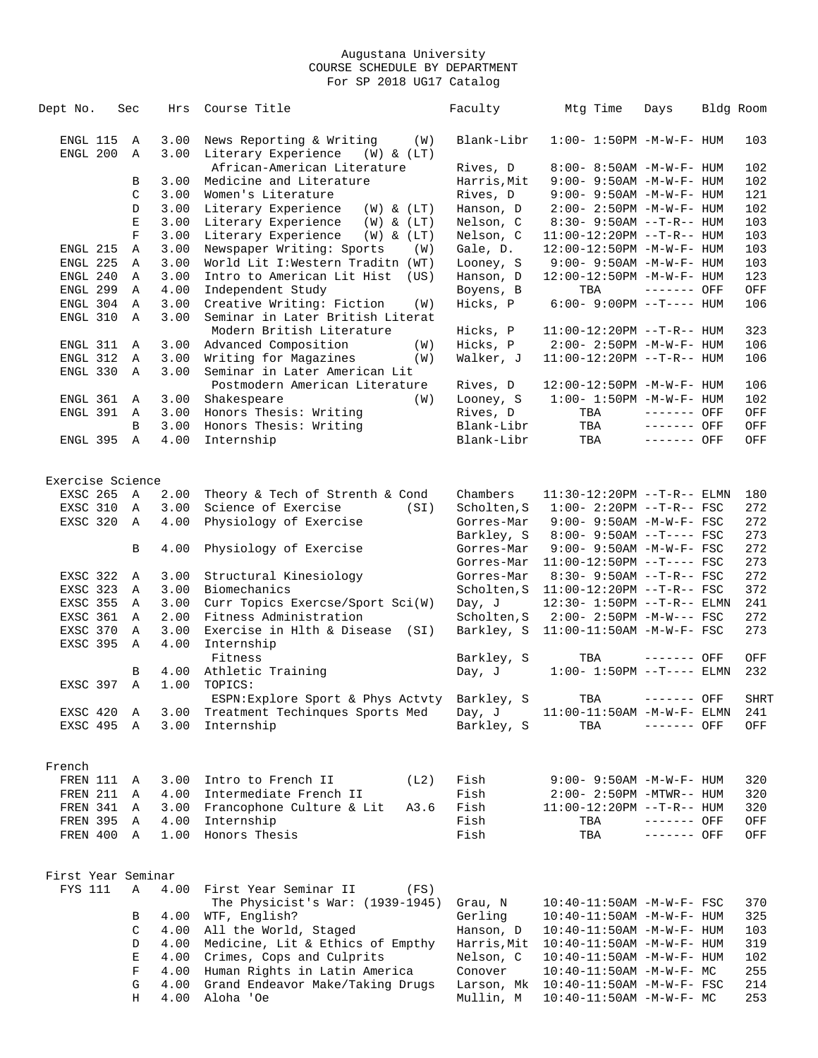Augustana University
COURSE SCHEDULE BY DEPARTMENT
For SP 2018 UG17 Catalog

| Dept No. | Sec | Hrs | Course Title | Faculty | Mtg Time | Days | Bldg | Room |
|---|---|---|---|---|---|---|---|---|
| ENGL 115 | A | 3.00 | News Reporting & Writing (W) | Blank-Libr | 1:00- 1:50PM | -M-W-F- | HUM | 103 |
| ENGL 200 | A | 3.00 | Literary Experience (W) & (LT) | | | | | |
| | | | African-American Literature | Rives, D | 8:00- 8:50AM | -M-W-F- | HUM | 102 |
| | B | 3.00 | Medicine and Literature | Harris,Mit | 9:00- 9:50AM | -M-W-F- | HUM | 102 |
| | C | 3.00 | Women's Literature | Rives, D | 9:00- 9:50AM | -M-W-F- | HUM | 121 |
| | D | 3.00 | Literary Experience (W) & (LT) | Hanson, D | 2:00- 2:50PM | -M-W-F- | HUM | 102 |
| | E | 3.00 | Literary Experience (W) & (LT) | Nelson, C | 8:30- 9:50AM | --T-R-- | HUM | 103 |
| | F | 3.00 | Literary Experience (W) & (LT) | Nelson, C | 11:00-12:20PM | --T-R-- | HUM | 103 |
| ENGL 215 | A | 3.00 | Newspaper Writing: Sports (W) | Gale, D. | 12:00-12:50PM | -M-W-F- | HUM | 103 |
| ENGL 225 | A | 3.00 | World Lit I:Western Traditn (WT) | Looney, S | 9:00- 9:50AM | -M-W-F- | HUM | 103 |
| ENGL 240 | A | 3.00 | Intro to American Lit Hist (US) | Hanson, D | 12:00-12:50PM | -M-W-F- | HUM | 123 |
| ENGL 299 | A | 4.00 | Independent Study | Boyens, B | TBA | ------- | OFF | OFF |
| ENGL 304 | A | 3.00 | Creative Writing: Fiction (W) | Hicks, P | 6:00- 9:00PM | --T---- | HUM | 106 |
| ENGL 310 | A | 3.00 | Seminar in Later British Literat | | | | | |
| | | | Modern British Literature | Hicks, P | 11:00-12:20PM | --T-R-- | HUM | 323 |
| ENGL 311 | A | 3.00 | Advanced Composition (W) | Hicks, P | 2:00- 2:50PM | -M-W-F- | HUM | 106 |
| ENGL 312 | A | 3.00 | Writing for Magazines (W) | Walker, J | 11:00-12:20PM | --T-R-- | HUM | 106 |
| ENGL 330 | A | 3.00 | Seminar in Later American Lit | | | | | |
| | | | Postmodern American Literature | Rives, D | 12:00-12:50PM | -M-W-F- | HUM | 106 |
| ENGL 361 | A | 3.00 | Shakespeare (W) | Looney, S | 1:00- 1:50PM | -M-W-F- | HUM | 102 |
| ENGL 391 | A | 3.00 | Honors Thesis: Writing | Rives, D | TBA | ------- | OFF | OFF |
| | B | 3.00 | Honors Thesis: Writing | Blank-Libr | TBA | ------- | OFF | OFF |
| ENGL 395 | A | 4.00 | Internship | Blank-Libr | TBA | ------- | OFF | OFF |

Exercise Science

| Dept No. | Sec | Hrs | Course Title | Faculty | Mtg Time | Days | Bldg | Room |
|---|---|---|---|---|---|---|---|---|
| EXSC 265 | A | 2.00 | Theory & Tech of Strenth & Cond | Chambers | 11:30-12:20PM | --T-R-- | ELMN | 180 |
| EXSC 310 | A | 3.00 | Science of Exercise (SI) | Scholten,S | 1:00- 2:20PM | --T-R-- | FSC | 272 |
| EXSC 320 | A | 4.00 | Physiology of Exercise | Gorres-Mar | 9:00- 9:50AM | -M-W-F- | FSC | 272 |
| | | | | Barkley, S | 8:00- 9:50AM | --T---- | FSC | 273 |
| | B | 4.00 | Physiology of Exercise | Gorres-Mar | 9:00- 9:50AM | -M-W-F- | FSC | 272 |
| | | | | Gorres-Mar | 11:00-12:50PM | --T---- | FSC | 273 |
| EXSC 322 | A | 3.00 | Structural Kinesiology | Gorres-Mar | 8:30- 9:50AM | --T-R-- | FSC | 272 |
| EXSC 323 | A | 3.00 | Biomechanics | Scholten,S | 11:00-12:20PM | --T-R-- | FSC | 372 |
| EXSC 355 | A | 3.00 | Curr Topics Exercse/Sport Sci(W) | Day, J | 12:30- 1:50PM | --T-R-- | ELMN | 241 |
| EXSC 361 | A | 2.00 | Fitness Administration | Scholten,S | 2:00- 2:50PM | -M-W--- | FSC | 272 |
| EXSC 370 | A | 3.00 | Exercise in Hlth & Disease (SI) | Barkley, S | 11:00-11:50AM | -M-W-F- | FSC | 273 |
| EXSC 395 | A | 4.00 | Internship | | | | | |
| | | | Fitness | Barkley, S | TBA | ------- | OFF | OFF |
| | B | 4.00 | Athletic Training | Day, J | 1:00- 1:50PM | --T---- | ELMN | 232 |
| EXSC 397 | A | 1.00 | TOPICS: | | | | | |
| | | | ESPN:Explore Sport & Phys Actvty | Barkley, S | TBA | ------- | OFF | SHRT |
| EXSC 420 | A | 3.00 | Treatment Techinques Sports Med | Day, J | 11:00-11:50AM | -M-W-F- | ELMN | 241 |
| EXSC 495 | A | 3.00 | Internship | Barkley, S | TBA | ------- | OFF | OFF |

French

| Dept No. | Sec | Hrs | Course Title | Faculty | Mtg Time | Days | Bldg | Room |
|---|---|---|---|---|---|---|---|---|
| FREN 111 | A | 3.00 | Intro to French II (L2) | Fish | 9:00- 9:50AM | -M-W-F- | HUM | 320 |
| FREN 211 | A | 4.00 | Intermediate French II | Fish | 2:00- 2:50PM | -MTWR-- | HUM | 320 |
| FREN 341 | A | 3.00 | Francophone Culture & Lit A3.6 | Fish | 11:00-12:20PM | --T-R-- | HUM | 320 |
| FREN 395 | A | 4.00 | Internship | Fish | TBA | ------- | OFF | OFF |
| FREN 400 | A | 1.00 | Honors Thesis | Fish | TBA | ------- | OFF | OFF |

First Year Seminar

| Dept No. | Sec | Hrs | Course Title | Faculty | Mtg Time | Days | Bldg | Room |
|---|---|---|---|---|---|---|---|---|
| FYS 111 | A | 4.00 | First Year Seminar II (FS) | | | | | |
| | | | The Physicist's War: (1939-1945) | Grau, N | 10:40-11:50AM | -M-W-F- | FSC | 370 |
| | B | 4.00 | WTF, English? | Gerling | 10:40-11:50AM | -M-W-F- | HUM | 325 |
| | C | 4.00 | All the World, Staged | Hanson, D | 10:40-11:50AM | -M-W-F- | HUM | 103 |
| | D | 4.00 | Medicine, Lit & Ethics of Empthy | Harris,Mit | 10:40-11:50AM | -M-W-F- | HUM | 319 |
| | E | 4.00 | Crimes, Cops and Culprits | Nelson, C | 10:40-11:50AM | -M-W-F- | HUM | 102 |
| | F | 4.00 | Human Rights in Latin America | Conover | 10:40-11:50AM | -M-W-F- | MC | 255 |
| | G | 4.00 | Grand Endeavor Make/Taking Drugs | Larson, Mk | 10:40-11:50AM | -M-W-F- | FSC | 214 |
| | H | 4.00 | Aloha 'Oe | Mullin, M | 10:40-11:50AM | -M-W-F- | MC | 253 |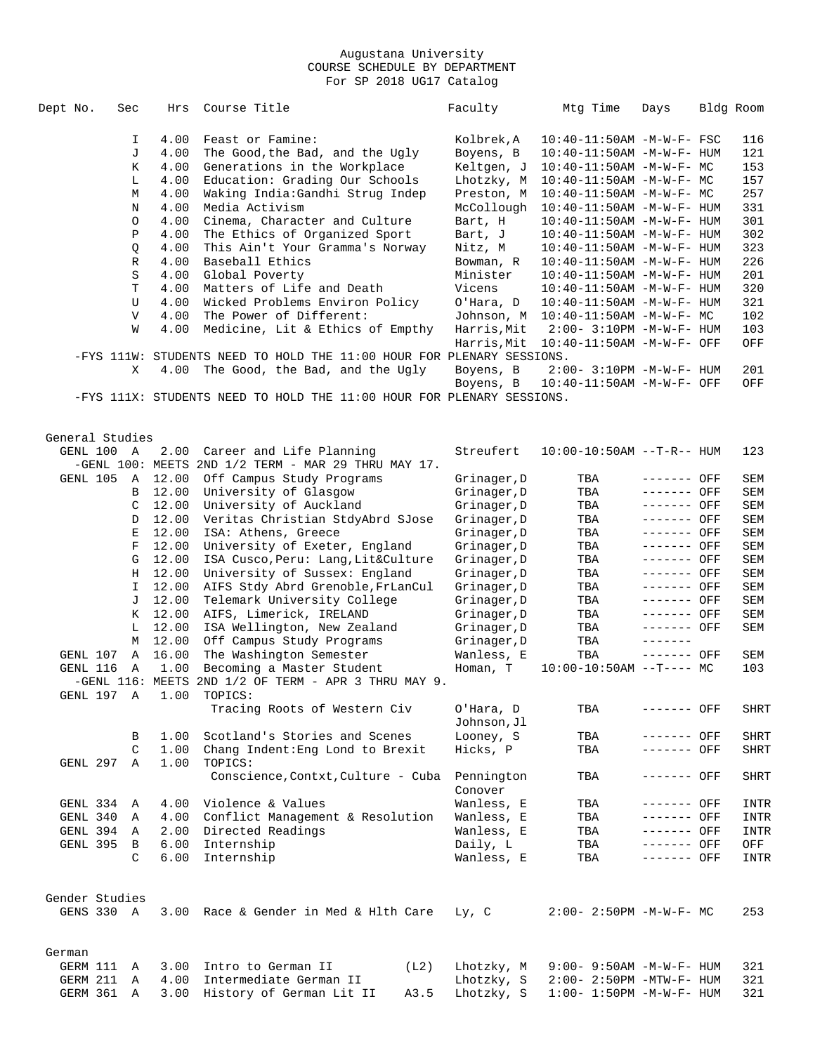Augustana University
COURSE SCHEDULE BY DEPARTMENT
For SP 2018 UG17 Catalog

| Dept No. | Sec | Hrs | Course Title | Faculty | Mtg Time | Days | Bldg | Room |
|---|---|---|---|---|---|---|---|---|
| | I | 4.00 | Feast or Famine: | Kolbrek,A | 10:40-11:50AM | -M-W-F- | FSC | 116 |
| | J | 4.00 | The Good,the Bad, and the Ugly | Boyens, B | 10:40-11:50AM | -M-W-F- | HUM | 121 |
| | K | 4.00 | Generations in the Workplace | Keltgen, J | 10:40-11:50AM | -M-W-F- | MC | 153 |
| | L | 4.00 | Education: Grading Our Schools | Lhotzky, M | 10:40-11:50AM | -M-W-F- | MC | 157 |
| | M | 4.00 | Waking India:Gandhi Strug Indep | Preston, M | 10:40-11:50AM | -M-W-F- | MC | 257 |
| | N | 4.00 | Media Activism | McCollough | 10:40-11:50AM | -M-W-F- | HUM | 331 |
| | O | 4.00 | Cinema, Character and Culture | Bart, H | 10:40-11:50AM | -M-W-F- | HUM | 301 |
| | P | 4.00 | The Ethics of Organized Sport | Bart, J | 10:40-11:50AM | -M-W-F- | HUM | 302 |
| | Q | 4.00 | This Ain't Your Gramma's Norway | Nitz, M | 10:40-11:50AM | -M-W-F- | HUM | 323 |
| | R | 4.00 | Baseball Ethics | Bowman, R | 10:40-11:50AM | -M-W-F- | HUM | 226 |
| | S | 4.00 | Global Poverty | Minister | 10:40-11:50AM | -M-W-F- | HUM | 201 |
| | T | 4.00 | Matters of Life and Death | Vicens | 10:40-11:50AM | -M-W-F- | HUM | 320 |
| | U | 4.00 | Wicked Problems Environ Policy | O'Hara, D | 10:40-11:50AM | -M-W-F- | HUM | 321 |
| | V | 4.00 | The Power of Different: | Johnson, M | 10:40-11:50AM | -M-W-F- | MC | 102 |
| | W | 4.00 | Medicine, Lit & Ethics of Empthy | Harris,Mit | 2:00- 3:10PM | -M-W-F- | HUM | 103 |
| | | | | Harris,Mit | 10:40-11:50AM | -M-W-F- | OFF | OFF |
| -FYS 111W: STUDENTS NEED TO HOLD THE 11:00 HOUR FOR PLENARY SESSIONS. | | | | | | | | |
| | X | 4.00 | The Good, the Bad, and the Ugly | Boyens, B | 2:00- 3:10PM | -M-W-F- | HUM | 201 |
| | | | | Boyens, B | 10:40-11:50AM | -M-W-F- | OFF | OFF |
| -FYS 111X: STUDENTS NEED TO HOLD THE 11:00 HOUR FOR PLENARY SESSIONS. | | | | | | | | |

## General Studies

| Dept No. | Sec | Hrs | Course Title | Faculty | Mtg Time | Days | Bldg | Room |
|---|---|---|---|---|---|---|---|---|
| GENL 100 | A | 2.00 | Career and Life Planning | Streufert | 10:00-10:50AM | --T-R-- | HUM | 123 |
| -GENL 100: MEETS 2ND 1/2 TERM - MAR 29 THRU MAY 17. | | | | | | | | |
| GENL 105 | A | 12.00 | Off Campus Study Programs | Grinager,D | TBA | ------- | OFF | SEM |
| | B | 12.00 | University of Glasgow | Grinager,D | TBA | ------- | OFF | SEM |
| | C | 12.00 | University of Auckland | Grinager,D | TBA | ------- | OFF | SEM |
| | D | 12.00 | Veritas Christian StdyAbrd SJose | Grinager,D | TBA | ------- | OFF | SEM |
| | E | 12.00 | ISA: Athens, Greece | Grinager,D | TBA | ------- | OFF | SEM |
| | F | 12.00 | University of Exeter, England | Grinager,D | TBA | ------- | OFF | SEM |
| | G | 12.00 | ISA Cusco,Peru: Lang,Lit&Culture | Grinager,D | TBA | ------- | OFF | SEM |
| | H | 12.00 | University of Sussex: England | Grinager,D | TBA | ------- | OFF | SEM |
| | I | 12.00 | AIFS Stdy Abrd Grenoble,FrLanCul | Grinager,D | TBA | ------- | OFF | SEM |
| | J | 12.00 | Telemark University College | Grinager,D | TBA | ------- | OFF | SEM |
| | K | 12.00 | AIFS, Limerick, IRELAND | Grinager,D | TBA | ------- | OFF | SEM |
| | L | 12.00 | ISA Wellington, New Zealand | Grinager,D | TBA | ------- | OFF | SEM |
| | M | 12.00 | Off Campus Study Programs | Grinager,D | TBA | ------- | | |
| GENL 107 | A | 16.00 | The Washington Semester | Wanless, E | TBA | ------- | OFF | SEM |
| GENL 116 | A | 1.00 | Becoming a Master Student | Homan, T | 10:00-10:50AM | --T---- | MC | 103 |
| -GENL 116: MEETS 2ND 1/2 OF TERM - APR 3 THRU MAY 9. | | | | | | | | |
| GENL 197 | A | 1.00 | TOPICS: | | | | | |
| | | | Tracing Roots of Western Civ | O'Hara, D<br>Johnson,Jl | TBA | ------- | OFF | SHRT |
| | B | 1.00 | Scotland's Stories and Scenes | Looney, S | TBA | ------- | OFF | SHRT |
| | C | 1.00 | Chang Indent:Eng Lond to Brexit | Hicks, P | TBA | ------- | OFF | SHRT |
| GENL 297 | A | 1.00 | TOPICS: | | | | | |
| | | | Conscience,Contxt,Culture - Cuba | Pennington<br>Conover | TBA | ------- | OFF | SHRT |
| GENL 334 | A | 4.00 | Violence & Values | Wanless, E | TBA | ------- | OFF | INTR |
| GENL 340 | A | 4.00 | Conflict Management & Resolution | Wanless, E | TBA | ------- | OFF | INTR |
| GENL 394 | A | 2.00 | Directed Readings | Wanless, E | TBA | ------- | OFF | INTR |
| GENL 395 | B | 6.00 | Internship | Daily, L | TBA | ------- | OFF | OFF |
| | C | 6.00 | Internship | Wanless, E | TBA | ------- | OFF | INTR |

## Gender Studies

| Dept No. | Sec | Hrs | Course Title | Faculty | Mtg Time | Days | Bldg | Room |
|---|---|---|---|---|---|---|---|---|
| GENS 330 | A | 3.00 | Race & Gender in Med & Hlth Care | Ly, C | 2:00- 2:50PM | -M-W-F- | MC | 253 |

## German

| Dept No. | Sec | Hrs | Course Title | Faculty | Mtg Time | Days | Bldg | Room |
|---|---|---|---|---|---|---|---|---|
| GERM 111 | A | 3.00 | Intro to German II (L2) | Lhotzky, M | 9:00- 9:50AM | -M-W-F- | HUM | 321 |
| GERM 211 | A | 4.00 | Intermediate German II | Lhotzky, S | 2:00- 2:50PM | -MTW-F- | HUM | 321 |
| GERM 361 | A | 3.00 | History of German Lit II A3.5 | Lhotzky, S | 1:00- 1:50PM | -M-W-F- | HUM | 321 |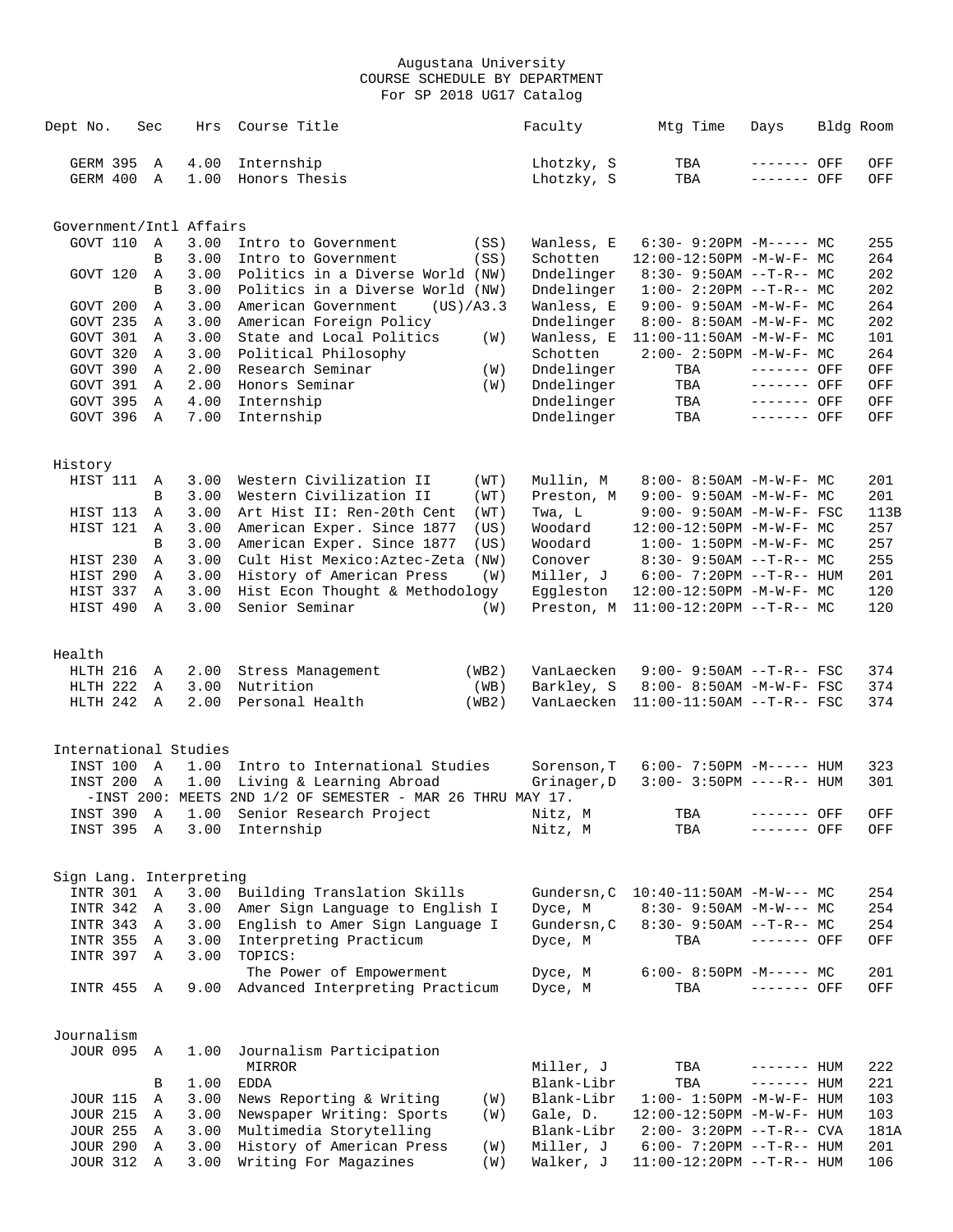# Augustana University
## COURSE SCHEDULE BY DEPARTMENT
### For SP 2018 UG17 Catalog

| Dept No. | Sec | Hrs | Course Title | | Faculty | Mtg Time | Days | Bldg | Room |
|---|---|---|---|---|---|---|---|---|---|
| GERM 395 | A | 4.00 | Internship | | Lhotzky, S | TBA | ------- | OFF | OFF |
| GERM 400 | A | 1.00 | Honors Thesis | | Lhotzky, S | TBA | ------- | OFF | OFF |
| **Government/Intl Affairs** | | | | | | | | | |
| GOVT 110 | A | 3.00 | Intro to Government | (SS) | Wanless, E | 6:30- 9:20PM | -M----- | MC | 255 |
| | B | 3.00 | Intro to Government | (SS) | Schotten | 12:00-12:50PM | -M-W-F- | MC | 264 |
| GOVT 120 | A | 3.00 | Politics in a Diverse World | (NW) | Dndelinger | 8:30- 9:50AM | --T-R-- | MC | 202 |
| | B | 3.00 | Politics in a Diverse World | (NW) | Dndelinger | 1:00- 2:20PM | --T-R-- | MC | 202 |
| GOVT 200 | A | 3.00 | American Government | (US)/A3.3 | Wanless, E | 9:00- 9:50AM | -M-W-F- | MC | 264 |
| GOVT 235 | A | 3.00 | American Foreign Policy | | Dndelinger | 8:00- 8:50AM | -M-W-F- | MC | 202 |
| GOVT 301 | A | 3.00 | State and Local Politics | (W) | Wanless, E | 11:00-11:50AM | -M-W-F- | MC | 101 |
| GOVT 320 | A | 3.00 | Political Philosophy | | Schotten | 2:00- 2:50PM | -M-W-F- | MC | 264 |
| GOVT 390 | A | 2.00 | Research Seminar | (W) | Dndelinger | TBA | ------- | OFF | OFF |
| GOVT 391 | A | 2.00 | Honors Seminar | (W) | Dndelinger | TBA | ------- | OFF | OFF |
| GOVT 395 | A | 4.00 | Internship | | Dndelinger | TBA | ------- | OFF | OFF |
| GOVT 396 | A | 7.00 | Internship | | Dndelinger | TBA | ------- | OFF | OFF |
| **History** | | | | | | | | | |
| HIST 111 | A | 3.00 | Western Civilization II | (WT) | Mullin, M | 8:00- 8:50AM | -M-W-F- | MC | 201 |
| | B | 3.00 | Western Civilization II | (WT) | Preston, M | 9:00- 9:50AM | -M-W-F- | MC | 201 |
| HIST 113 | A | 3.00 | Art Hist II: Ren-20th Cent | (WT) | Twa, L | 9:00- 9:50AM | -M-W-F- | FSC | 113B |
| HIST 121 | A | 3.00 | American Exper. Since 1877 | (US) | Woodard | 12:00-12:50PM | -M-W-F- | MC | 257 |
| | B | 3.00 | American Exper. Since 1877 | (US) | Woodard | 1:00- 1:50PM | -M-W-F- | MC | 257 |
| HIST 230 | A | 3.00 | Cult Hist Mexico:Aztec-Zeta | (NW) | Conover | 8:30- 9:50AM | --T-R-- | MC | 255 |
| HIST 290 | A | 3.00 | History of American Press | (W) | Miller, J | 6:00- 7:20PM | --T-R-- | HUM | 201 |
| HIST 337 | A | 3.00 | Hist Econ Thought & Methodology | | Eggleston | 12:00-12:50PM | -M-W-F- | MC | 120 |
| HIST 490 | A | 3.00 | Senior Seminar | (W) | Preston, M | 11:00-12:20PM | --T-R-- | MC | 120 |
| **Health** | | | | | | | | | |
| HLTH 216 | A | 2.00 | Stress Management | (WB2) | VanLaecken | 9:00- 9:50AM | --T-R-- | FSC | 374 |
| HLTH 222 | A | 3.00 | Nutrition | (WB) | Barkley, S | 8:00- 8:50AM | -M-W-F- | FSC | 374 |
| HLTH 242 | A | 2.00 | Personal Health | (WB2) | VanLaecken | 11:00-11:50AM | --T-R-- | FSC | 374 |
| **International Studies** | | | | | | | | | |
| INST 100 | A | 1.00 | Intro to International Studies | | Sorenson,T | 6:00- 7:50PM | -M----- | HUM | 323 |
| INST 200 | A | 1.00 | Living & Learning Abroad | | Grinager,D | 3:00- 3:50PM | ----R-- | HUM | 301 |
| | | | -INST 200: MEETS 2ND 1/2 OF SEMESTER - MAR 26 THRU MAY 17. | | | | | | |
| INST 390 | A | 1.00 | Senior Research Project | | Nitz, M | TBA | ------- | OFF | OFF |
| INST 395 | A | 3.00 | Internship | | Nitz, M | TBA | ------- | OFF | OFF |
| **Sign Lang. Interpreting** | | | | | | | | | |
| INTR 301 | A | 3.00 | Building Translation Skills | | Gundersn,C | 10:40-11:50AM | -M-W--- | MC | 254 |
| INTR 342 | A | 3.00 | Amer Sign Language to English I | | Dyce, M | 8:30- 9:50AM | -M-W--- | MC | 254 |
| INTR 343 | A | 3.00 | English to Amer Sign Language I | | Gundersn,C | 8:30- 9:50AM | --T-R-- | MC | 254 |
| INTR 355 | A | 3.00 | Interpreting Practicum | | Dyce, M | TBA | ------- | OFF | OFF |
| INTR 397 | A | 3.00 | TOPICS: | | | | | | |
| | | | The Power of Empowerment | | Dyce, M | 6:00- 8:50PM | -M----- | MC | 201 |
| INTR 455 | A | 9.00 | Advanced Interpreting Practicum | | Dyce, M | TBA | ------- | OFF | OFF |
| **Journalism** | | | | | | | | | |
| JOUR 095 | A | 1.00 | Journalism Participation | | | | | | |
| | | | MIRROR | | Miller, J | TBA | ------- | HUM | 222 |
| | B | 1.00 | EDDA | | Blank-Libr | TBA | ------- | HUM | 221 |
| JOUR 115 | A | 3.00 | News Reporting & Writing | (W) | Blank-Libr | 1:00- 1:50PM | -M-W-F- | HUM | 103 |
| JOUR 215 | A | 3.00 | Newspaper Writing: Sports | (W) | Gale, D. | 12:00-12:50PM | -M-W-F- | HUM | 103 |
| JOUR 255 | A | 3.00 | Multimedia Storytelling | | Blank-Libr | 2:00- 3:20PM | --T-R-- | CVA | 181A |
| JOUR 290 | A | 3.00 | History of American Press | (W) | Miller, J | 6:00- 7:20PM | --T-R-- | HUM | 201 |
| JOUR 312 | A | 3.00 | Writing For Magazines | (W) | Walker, J | 11:00-12:20PM | --T-R-- | HUM | 106 |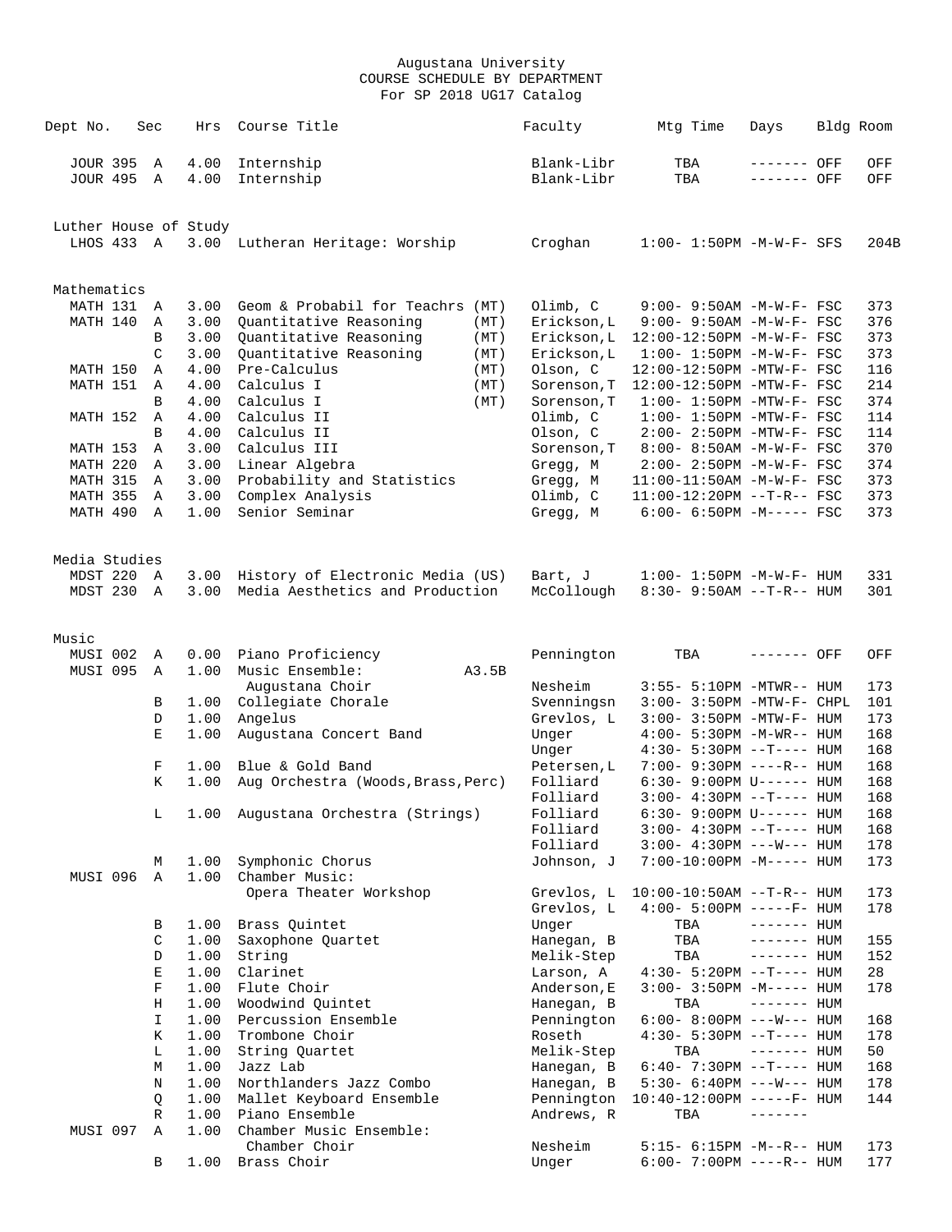Augustana University
COURSE SCHEDULE BY DEPARTMENT
For SP 2018 UG17 Catalog

| Dept No. | Sec | Hrs | Course Title | | Faculty | Mtg Time | Days | Bldg | Room |
|---|---|---|---|---|---|---|---|---|---|
| JOUR 395 | A | 4.00 | Internship | | Blank-Libr | TBA | ------- | OFF | OFF |
| JOUR 495 | A | 4.00 | Internship | | Blank-Libr | TBA | ------- | OFF | OFF |
| **Luther House of Study** | | | | | | | | | |
| LHOS 433 | A | 3.00 | Lutheran Heritage: Worship | | Croghan | 1:00- 1:50PM | -M-W-F- | SFS | 204B |
| **Mathematics** | | | | | | | | | |
| MATH 131 | A | 3.00 | Geom & Probabil for Teachrs | (MT) | Olimb, C | 9:00- 9:50AM | -M-W-F- | FSC | 373 |
| MATH 140 | A | 3.00 | Quantitative Reasoning | (MT) | Erickson,L | 9:00- 9:50AM | -M-W-F- | FSC | 376 |
| | B | 3.00 | Quantitative Reasoning | (MT) | Erickson,L | 12:00-12:50PM | -M-W-F- | FSC | 373 |
| | C | 3.00 | Quantitative Reasoning | (MT) | Erickson,L | 1:00- 1:50PM | -M-W-F- | FSC | 373 |
| MATH 150 | A | 4.00 | Pre-Calculus | (MT) | Olson, C | 12:00-12:50PM | -MTW-F- | FSC | 116 |
| MATH 151 | A | 4.00 | Calculus I | (MT) | Sorenson,T | 12:00-12:50PM | -MTW-F- | FSC | 214 |
| | B | 4.00 | Calculus I | (MT) | Sorenson,T | 1:00- 1:50PM | -MTW-F- | FSC | 374 |
| MATH 152 | A | 4.00 | Calculus II | | Olimb, C | 1:00- 1:50PM | -MTW-F- | FSC | 114 |
| | B | 4.00 | Calculus II | | Olson, C | 2:00- 2:50PM | -MTW-F- | FSC | 114 |
| MATH 153 | A | 3.00 | Calculus III | | Sorenson,T | 8:00- 8:50AM | -M-W-F- | FSC | 370 |
| MATH 220 | A | 3.00 | Linear Algebra | | Gregg, M | 2:00- 2:50PM | -M-W-F- | FSC | 374 |
| MATH 315 | A | 3.00 | Probability and Statistics | | Gregg, M | 11:00-11:50AM | -M-W-F- | FSC | 373 |
| MATH 355 | A | 3.00 | Complex Analysis | | Olimb, C | 11:00-12:20PM | --T-R-- | FSC | 373 |
| MATH 490 | A | 1.00 | Senior Seminar | | Gregg, M | 6:00- 6:50PM | -M----- | FSC | 373 |
| **Media Studies** | | | | | | | | | |
| MDST 220 | A | 3.00 | History of Electronic Media | (US) | Bart, J | 1:00- 1:50PM | -M-W-F- | HUM | 331 |
| MDST 230 | A | 3.00 | Media Aesthetics and Production | | McCollough | 8:30- 9:50AM | --T-R-- | HUM | 301 |
| **Music** | | | | | | | | | |
| MUSI 002 | A | 0.00 | Piano Proficiency | | Pennington | TBA | ------- | OFF | OFF |
| MUSI 095 | A | 1.00 | Music Ensemble: | A3.5B | | | | | |
| | | | Augustana Choir | | Nesheim | 3:55- 5:10PM | -MTWR-- | HUM | 173 |
| | B | 1.00 | Collegiate Chorale | | Svenningsn | 3:00- 3:50PM | -MTW-F- | CHPL | 101 |
| | D | 1.00 | Angelus | | Grevlos, L | 3:00- 3:50PM | -MTW-F- | HUM | 173 |
| | E | 1.00 | Augustana Concert Band | | Unger | 4:00- 5:30PM | -M-WR-- | HUM | 168 |
| | | | | | Unger | 4:30- 5:30PM | --T---- | HUM | 168 |
| | F | 1.00 | Blue & Gold Band | | Petersen,L | 7:00- 9:30PM | ----R-- | HUM | 168 |
| | K | 1.00 | Aug Orchestra (Woods,Brass,Perc) | | Folliard | 6:30- 9:00PM | U------ | HUM | 168 |
| | | | | | Folliard | 3:00- 4:30PM | --T---- | HUM | 168 |
| | L | 1.00 | Augustana Orchestra (Strings) | | Folliard | 6:30- 9:00PM | U------ | HUM | 168 |
| | | | | | Folliard | 3:00- 4:30PM | --T---- | HUM | 168 |
| | | | | | Folliard | 3:00- 4:30PM | ---W--- | HUM | 178 |
| | M | 1.00 | Symphonic Chorus | | Johnson, J | 7:00-10:00PM | -M----- | HUM | 173 |
| MUSI 096 | A | 1.00 | Chamber Music: | | | | | | |
| | | | Opera Theater Workshop | | Grevlos, L | 10:00-10:50AM | --T-R-- | HUM | 173 |
| | | | | | Grevlos, L | 4:00- 5:00PM | -----F- | HUM | 178 |
| | B | 1.00 | Brass Quintet | | Unger | TBA | ------- | HUM | |
| | C | 1.00 | Saxophone Quartet | | Hanegan, B | TBA | ------- | HUM | 155 |
| | D | 1.00 | String | | Melik-Step | TBA | ------- | HUM | 152 |
| | E | 1.00 | Clarinet | | Larson, A | 4:30- 5:20PM | --T---- | HUM | 28 |
| | F | 1.00 | Flute Choir | | Anderson,E | 3:00- 3:50PM | -M----- | HUM | 178 |
| | H | 1.00 | Woodwind Quintet | | Hanegan, B | TBA | ------- | HUM | |
| | I | 1.00 | Percussion Ensemble | | Pennington | 6:00- 8:00PM | ---W--- | HUM | 168 |
| | K | 1.00 | Trombone Choir | | Roseth | 4:30- 5:30PM | --T---- | HUM | 178 |
| | L | 1.00 | String Quartet | | Melik-Step | TBA | ------- | HUM | 50 |
| | M | 1.00 | Jazz Lab | | Hanegan, B | 6:40- 7:30PM | --T---- | HUM | 168 |
| | N | 1.00 | Northlanders Jazz Combo | | Hanegan, B | 5:30- 6:40PM | ---W--- | HUM | 178 |
| | Q | 1.00 | Mallet Keyboard Ensemble | | Pennington | 10:40-12:00PM | -----F- | HUM | 144 |
| | R | 1.00 | Piano Ensemble | | Andrews, R | TBA | ------- | | |
| MUSI 097 | A | 1.00 | Chamber Music Ensemble: | | | | | | |
| | | | Chamber Choir | | Nesheim | 5:15- 6:15PM | -M--R-- | HUM | 173 |
| | B | 1.00 | Brass Choir | | Unger | 6:00- 7:00PM | ----R-- | HUM | 177 |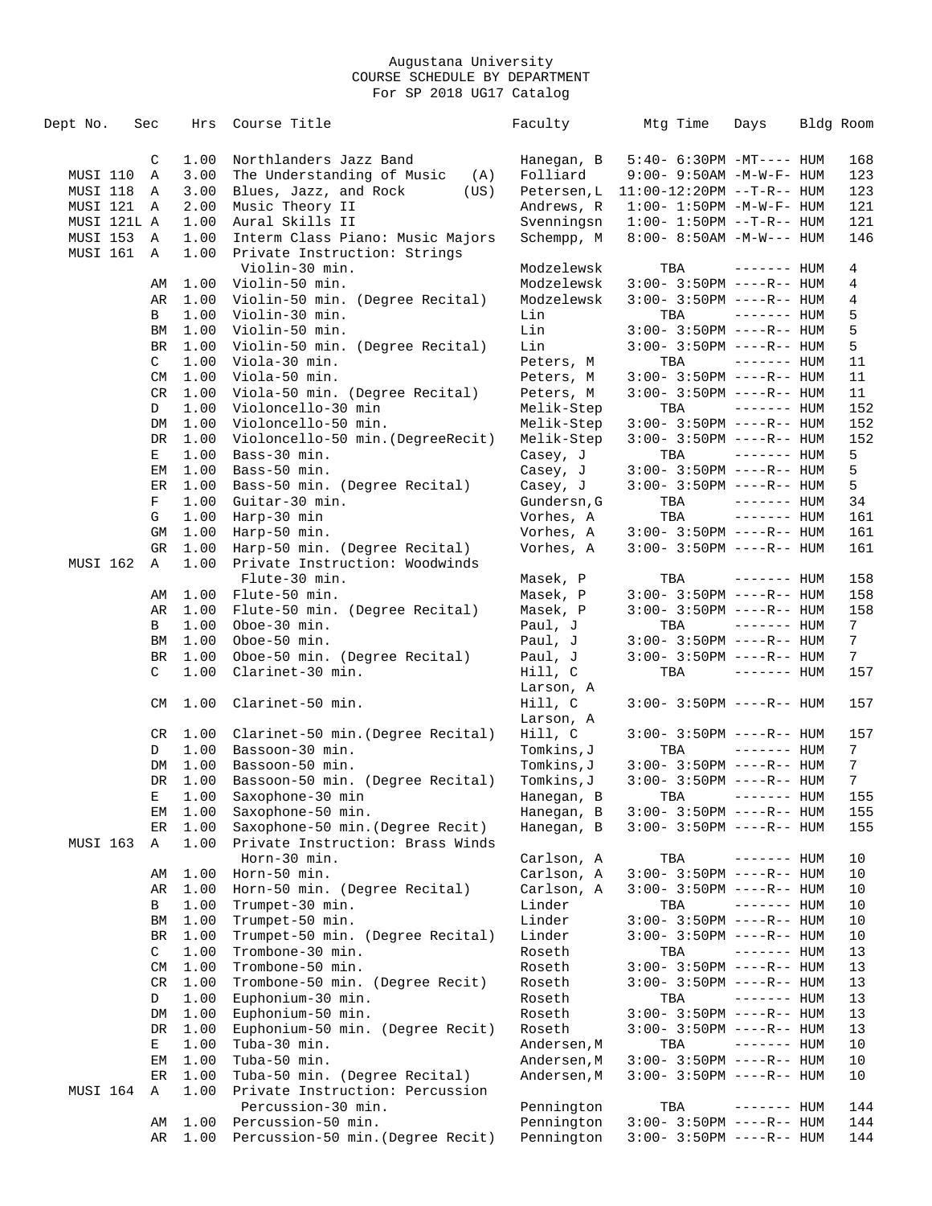Augustana University
COURSE SCHEDULE BY DEPARTMENT
For SP 2018 UG17 Catalog

| Dept No. | Sec | Hrs | Course Title | Faculty | Mtg Time | Days | Bldg | Room |
|---|---|---|---|---|---|---|---|---|
| | C | 1.00 | Northlanders Jazz Band | Hanegan, B | 5:40- 6:30PM | -MT---- | HUM | 168 |
| MUSI 110 | A | 3.00 | The Understanding of Music (A) | Folliard | 9:00- 9:50AM | -M-W-F- | HUM | 123 |
| MUSI 118 | A | 3.00 | Blues, Jazz, and Rock (US) | Petersen,L | 11:00-12:20PM | --T-R-- | HUM | 123 |
| MUSI 121 | A | 2.00 | Music Theory II | Andrews, R | 1:00- 1:50PM | -M-W-F- | HUM | 121 |
| MUSI 121L | A | 1.00 | Aural Skills II | Svenningsn | 1:00- 1:50PM | --T-R-- | HUM | 121 |
| MUSI 153 | A | 1.00 | Interm Class Piano: Music Majors | Schempp, M | 8:00- 8:50AM | -M-W--- | HUM | 146 |
| MUSI 161 | A | 1.00 | Private Instruction: Strings | | | | | |
| | | | Violin-30 min. | Modzelewsk | TBA | ------- | HUM | 4 |
| | AM | 1.00 | Violin-50 min. | Modzelewsk | 3:00- 3:50PM | ----R-- | HUM | 4 |
| | AR | 1.00 | Violin-50 min. (Degree Recital) | Modzelewsk | 3:00- 3:50PM | ----R-- | HUM | 4 |
| | B | 1.00 | Violin-30 min. | Lin | TBA | ------- | HUM | 5 |
| | BM | 1.00 | Violin-50 min. | Lin | 3:00- 3:50PM | ----R-- | HUM | 5 |
| | BR | 1.00 | Violin-50 min. (Degree Recital) | Lin | 3:00- 3:50PM | ----R-- | HUM | 5 |
| | C | 1.00 | Viola-30 min. | Peters, M | TBA | ------- | HUM | 11 |
| | CM | 1.00 | Viola-50 min. | Peters, M | 3:00- 3:50PM | ----R-- | HUM | 11 |
| | CR | 1.00 | Viola-50 min. (Degree Recital) | Peters, M | 3:00- 3:50PM | ----R-- | HUM | 11 |
| | D | 1.00 | Violoncello-30 min | Melik-Step | TBA | ------- | HUM | 152 |
| | DM | 1.00 | Violoncello-50 min. | Melik-Step | 3:00- 3:50PM | ----R-- | HUM | 152 |
| | DR | 1.00 | Violoncello-50 min.(DegreeRecit) | Melik-Step | 3:00- 3:50PM | ----R-- | HUM | 152 |
| | E | 1.00 | Bass-30 min. | Casey, J | TBA | ------- | HUM | 5 |
| | EM | 1.00 | Bass-50 min. | Casey, J | 3:00- 3:50PM | ----R-- | HUM | 5 |
| | ER | 1.00 | Bass-50 min. (Degree Recital) | Casey, J | 3:00- 3:50PM | ----R-- | HUM | 5 |
| | F | 1.00 | Guitar-30 min. | Gundersn,G | TBA | ------- | HUM | 34 |
| | G | 1.00 | Harp-30 min | Vorhes, A | TBA | ------- | HUM | 161 |
| | GM | 1.00 | Harp-50 min. | Vorhes, A | 3:00- 3:50PM | ----R-- | HUM | 161 |
| | GR | 1.00 | Harp-50 min. (Degree Recital) | Vorhes, A | 3:00- 3:50PM | ----R-- | HUM | 161 |
| MUSI 162 | A | 1.00 | Private Instruction: Woodwinds | | | | | |
| | | | Flute-30 min. | Masek, P | TBA | ------- | HUM | 158 |
| | AM | 1.00 | Flute-50 min. | Masek, P | 3:00- 3:50PM | ----R-- | HUM | 158 |
| | AR | 1.00 | Flute-50 min. (Degree Recital) | Masek, P | 3:00- 3:50PM | ----R-- | HUM | 158 |
| | B | 1.00 | Oboe-30 min. | Paul, J | TBA | ------- | HUM | 7 |
| | BM | 1.00 | Oboe-50 min. | Paul, J | 3:00- 3:50PM | ----R-- | HUM | 7 |
| | BR | 1.00 | Oboe-50 min. (Degree Recital) | Paul, J | 3:00- 3:50PM | ----R-- | HUM | 7 |
| | C | 1.00 | Clarinet-30 min. | Hill, C<br>Larson, A | TBA | ------- | HUM | 157 |
| | CM | 1.00 | Clarinet-50 min. | Hill, C<br>Larson, A | 3:00- 3:50PM | ----R-- | HUM | 157 |
| | CR | 1.00 | Clarinet-50 min.(Degree Recital) | Hill, C | 3:00- 3:50PM | ----R-- | HUM | 157 |
| | D | 1.00 | Bassoon-30 min. | Tomkins,J | TBA | ------- | HUM | 7 |
| | DM | 1.00 | Bassoon-50 min. | Tomkins,J | 3:00- 3:50PM | ----R-- | HUM | 7 |
| | DR | 1.00 | Bassoon-50 min. (Degree Recital) | Tomkins,J | 3:00- 3:50PM | ----R-- | HUM | 7 |
| | E | 1.00 | Saxophone-30 min | Hanegan, B | TBA | ------- | HUM | 155 |
| | EM | 1.00 | Saxophone-50 min. | Hanegan, B | 3:00- 3:50PM | ----R-- | HUM | 155 |
| | ER | 1.00 | Saxophone-50 min.(Degree Recit) | Hanegan, B | 3:00- 3:50PM | ----R-- | HUM | 155 |
| MUSI 163 | A | 1.00 | Private Instruction: Brass Winds | | | | | |
| | | | Horn-30 min. | Carlson, A | TBA | ------- | HUM | 10 |
| | AM | 1.00 | Horn-50 min. | Carlson, A | 3:00- 3:50PM | ----R-- | HUM | 10 |
| | AR | 1.00 | Horn-50 min. (Degree Recital) | Carlson, A | 3:00- 3:50PM | ----R-- | HUM | 10 |
| | B | 1.00 | Trumpet-30 min. | Linder | TBA | ------- | HUM | 10 |
| | BM | 1.00 | Trumpet-50 min. | Linder | 3:00- 3:50PM | ----R-- | HUM | 10 |
| | BR | 1.00 | Trumpet-50 min. (Degree Recital) | Linder | 3:00- 3:50PM | ----R-- | HUM | 10 |
| | C | 1.00 | Trombone-30 min. | Roseth | TBA | ------- | HUM | 13 |
| | CM | 1.00 | Trombone-50 min. | Roseth | 3:00- 3:50PM | ----R-- | HUM | 13 |
| | CR | 1.00 | Trombone-50 min. (Degree Recit) | Roseth | 3:00- 3:50PM | ----R-- | HUM | 13 |
| | D | 1.00 | Euphonium-30 min. | Roseth | TBA | ------- | HUM | 13 |
| | DM | 1.00 | Euphonium-50 min. | Roseth | 3:00- 3:50PM | ----R-- | HUM | 13 |
| | DR | 1.00 | Euphonium-50 min. (Degree Recit) | Roseth | 3:00- 3:50PM | ----R-- | HUM | 13 |
| | E | 1.00 | Tuba-30 min. | Andersen,M | TBA | ------- | HUM | 10 |
| | EM | 1.00 | Tuba-50 min. | Andersen,M | 3:00- 3:50PM | ----R-- | HUM | 10 |
| | ER | 1.00 | Tuba-50 min. (Degree Recital) | Andersen,M | 3:00- 3:50PM | ----R-- | HUM | 10 |
| MUSI 164 | A | 1.00 | Private Instruction: Percussion | | | | | |
| | | | Percussion-30 min. | Pennington | TBA | ------- | HUM | 144 |
| | AM | 1.00 | Percussion-50 min. | Pennington | 3:00- 3:50PM | ----R-- | HUM | 144 |
| | AR | 1.00 | Percussion-50 min.(Degree Recit) | Pennington | 3:00- 3:50PM | ----R-- | HUM | 144 |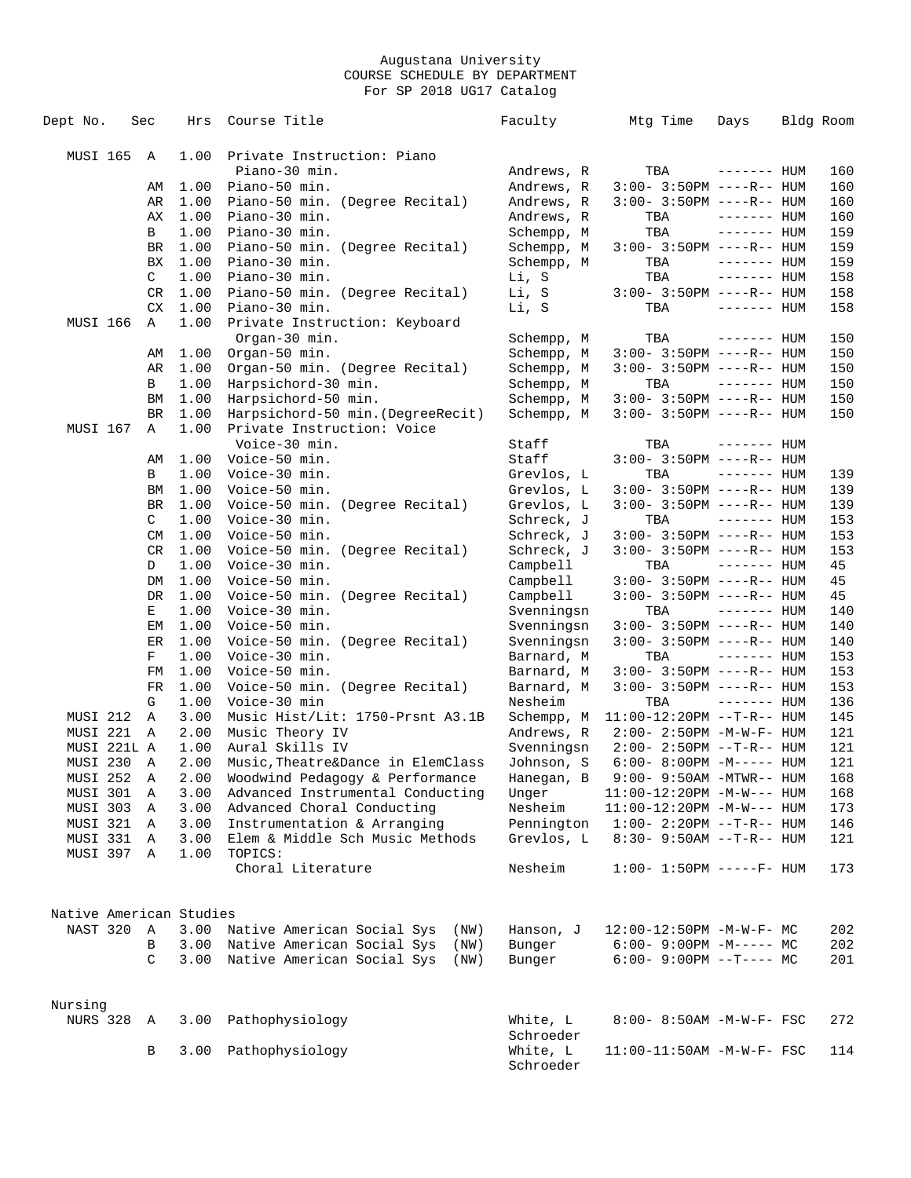Augustana University
COURSE SCHEDULE BY DEPARTMENT
For SP 2018 UG17 Catalog

| Dept No. | Sec | Hrs | Course Title | Faculty | Mtg Time | Days | Bldg | Room |
|---|---|---|---|---|---|---|---|---|
| MUSI 165 | A | 1.00 | Private Instruction: Piano | | | | | |
| | | | Piano-30 min. | Andrews, R | TBA | ------- | HUM | 160 |
| | AM | 1.00 | Piano-50 min. | Andrews, R | 3:00- 3:50PM | ----R-- | HUM | 160 |
| | AR | 1.00 | Piano-50 min. (Degree Recital) | Andrews, R | 3:00- 3:50PM | ----R-- | HUM | 160 |
| | AX | 1.00 | Piano-30 min. | Andrews, R | TBA | ------- | HUM | 160 |
| | B | 1.00 | Piano-30 min. | Schempp, M | TBA | ------- | HUM | 159 |
| | BR | 1.00 | Piano-50 min. (Degree Recital) | Schempp, M | 3:00- 3:50PM | ----R-- | HUM | 159 |
| | BX | 1.00 | Piano-30 min. | Schempp, M | TBA | ------- | HUM | 159 |
| | C | 1.00 | Piano-30 min. | Li, S | TBA | ------- | HUM | 158 |
| | CR | 1.00 | Piano-50 min. (Degree Recital) | Li, S | 3:00- 3:50PM | ----R-- | HUM | 158 |
| | CX | 1.00 | Piano-30 min. | Li, S | TBA | ------- | HUM | 158 |
| MUSI 166 | A | 1.00 | Private Instruction: Keyboard | | | | | |
| | | | Organ-30 min. | Schempp, M | TBA | ------- | HUM | 150 |
| | AM | 1.00 | Organ-50 min. | Schempp, M | 3:00- 3:50PM | ----R-- | HUM | 150 |
| | AR | 1.00 | Organ-50 min. (Degree Recital) | Schempp, M | 3:00- 3:50PM | ----R-- | HUM | 150 |
| | B | 1.00 | Harpsichord-30 min. | Schempp, M | TBA | ------- | HUM | 150 |
| | BM | 1.00 | Harpsichord-50 min. | Schempp, M | 3:00- 3:50PM | ----R-- | HUM | 150 |
| | BR | 1.00 | Harpsichord-50 min.(DegreeRecit) | Schempp, M | 3:00- 3:50PM | ----R-- | HUM | 150 |
| MUSI 167 | A | 1.00 | Private Instruction: Voice | | | | | |
| | | | Voice-30 min. | Staff | TBA | ------- | HUM | |
| | AM | 1.00 | Voice-50 min. | Staff | 3:00- 3:50PM | ----R-- | HUM | |
| | B | 1.00 | Voice-30 min. | Grevlos, L | TBA | ------- | HUM | 139 |
| | BM | 1.00 | Voice-50 min. | Grevlos, L | 3:00- 3:50PM | ----R-- | HUM | 139 |
| | BR | 1.00 | Voice-50 min. (Degree Recital) | Grevlos, L | 3:00- 3:50PM | ----R-- | HUM | 139 |
| | C | 1.00 | Voice-30 min. | Schreck, J | TBA | ------- | HUM | 153 |
| | CM | 1.00 | Voice-50 min. | Schreck, J | 3:00- 3:50PM | ----R-- | HUM | 153 |
| | CR | 1.00 | Voice-50 min. (Degree Recital) | Schreck, J | 3:00- 3:50PM | ----R-- | HUM | 153 |
| | D | 1.00 | Voice-30 min. | Campbell | TBA | ------- | HUM | 45 |
| | DM | 1.00 | Voice-50 min. | Campbell | 3:00- 3:50PM | ----R-- | HUM | 45 |
| | DR | 1.00 | Voice-50 min. (Degree Recital) | Campbell | 3:00- 3:50PM | ----R-- | HUM | 45 |
| | E | 1.00 | Voice-30 min. | Svenningsn | TBA | ------- | HUM | 140 |
| | EM | 1.00 | Voice-50 min. | Svenningsn | 3:00- 3:50PM | ----R-- | HUM | 140 |
| | ER | 1.00 | Voice-50 min. (Degree Recital) | Svenningsn | 3:00- 3:50PM | ----R-- | HUM | 140 |
| | F | 1.00 | Voice-30 min. | Barnard, M | TBA | ------- | HUM | 153 |
| | FM | 1.00 | Voice-50 min. | Barnard, M | 3:00- 3:50PM | ----R-- | HUM | 153 |
| | FR | 1.00 | Voice-50 min. (Degree Recital) | Barnard, M | 3:00- 3:50PM | ----R-- | HUM | 153 |
| | G | 1.00 | Voice-30 min | Nesheim | TBA | ------- | HUM | 136 |
| MUSI 212 | A | 3.00 | Music Hist/Lit: 1750-Prsnt A3.1B | Schempp, M | 11:00-12:20PM | --T-R-- | HUM | 145 |
| MUSI 221 | A | 2.00 | Music Theory IV | Andrews, R | 2:00- 2:50PM | -M-W-F- | HUM | 121 |
| MUSI 221L | A | 1.00 | Aural Skills IV | Svenningsn | 2:00- 2:50PM | --T-R-- | HUM | 121 |
| MUSI 230 | A | 2.00 | Music,Theatre&Dance in ElemClass | Johnson, S | 6:00- 8:00PM | -M----- | HUM | 121 |
| MUSI 252 | A | 2.00 | Woodwind Pedagogy & Performance | Hanegan, B | 9:00- 9:50AM | -MTWR-- | HUM | 168 |
| MUSI 301 | A | 3.00 | Advanced Instrumental Conducting | Unger | 11:00-12:20PM | -M-W--- | HUM | 168 |
| MUSI 303 | A | 3.00 | Advanced Choral Conducting | Nesheim | 11:00-12:20PM | -M-W--- | HUM | 173 |
| MUSI 321 | A | 3.00 | Instrumentation & Arranging | Pennington | 1:00- 2:20PM | --T-R-- | HUM | 146 |
| MUSI 331 | A | 3.00 | Elem & Middle Sch Music Methods | Grevlos, L | 8:30- 9:50AM | --T-R-- | HUM | 121 |
| MUSI 397 | A | 1.00 | TOPICS: | | | | | |
| | | | Choral Literature | Nesheim | 1:00- 1:50PM | -----F- | HUM | 173 |

Native American Studies

| Dept No. | Sec | Hrs | Course Title | Faculty | Mtg Time | Days | Bldg | Room |
|---|---|---|---|---|---|---|---|---|
| NAST 320 | A | 3.00 | Native American Social Sys (NW) | Hanson, J | 12:00-12:50PM | -M-W-F- | MC | 202 |
| | B | 3.00 | Native American Social Sys (NW) | Bunger | 6:00- 9:00PM | -M----- | MC | 202 |
| | C | 3.00 | Native American Social Sys (NW) | Bunger | 6:00- 9:00PM | --T---- | MC | 201 |

Nursing

| Dept No. | Sec | Hrs | Course Title | Faculty | Mtg Time | Days | Bldg | Room |
|---|---|---|---|---|---|---|---|---|
| NURS 328 | A | 3.00 | Pathophysiology | White, L<br>Schroeder | 8:00- 8:50AM | -M-W-F- | FSC | 272 |
| | B | 3.00 | Pathophysiology | White, L<br>Schroeder | 11:00-11:50AM | -M-W-F- | FSC | 114 |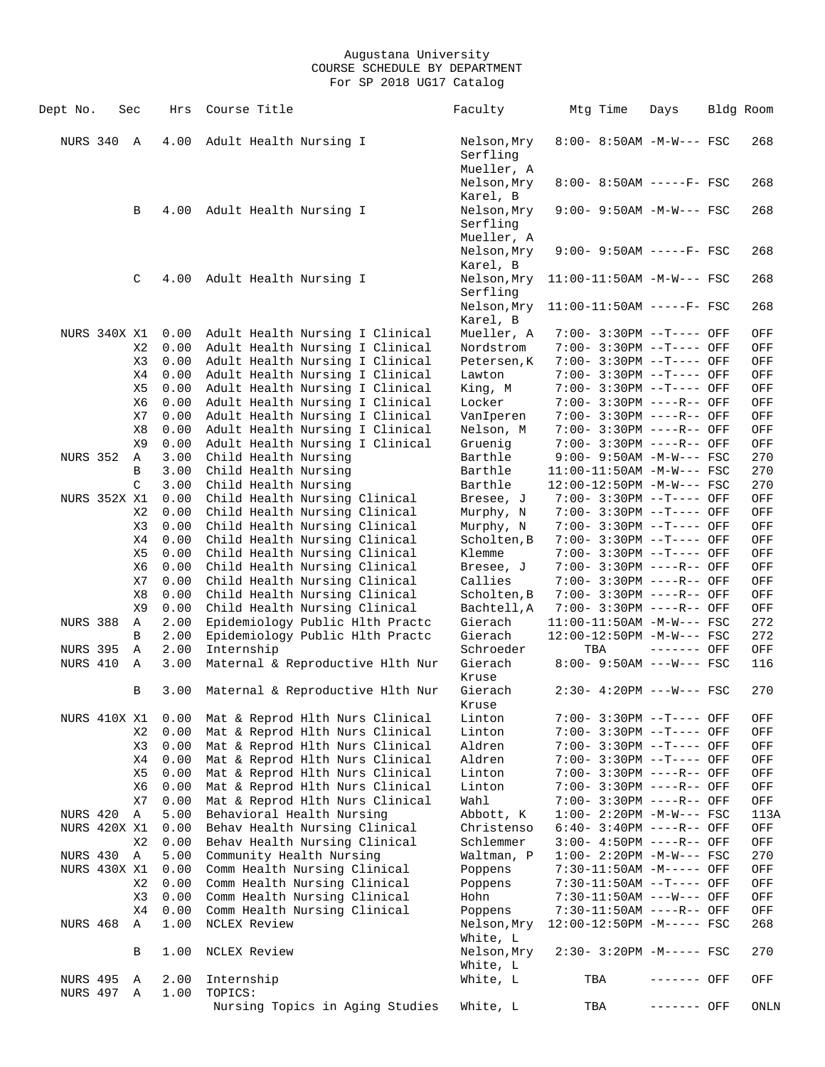Augustana University
COURSE SCHEDULE BY DEPARTMENT
For SP 2018 UG17 Catalog

| Dept No. | Sec | Hrs | Course Title | Faculty | Mtg Time | Days | Bldg | Room |
|---|---|---|---|---|---|---|---|---|
| NURS 340 | A | 4.00 | Adult Health Nursing I | Nelson,Mry<br>Serfling<br>Mueller, A | 8:00- 8:50AM | -M-W--- | FSC | 268 |
| | | | | Nelson,Mry<br>Karel, B | 8:00- 8:50AM | -----F- | FSC | 268 |
| | B | 4.00 | Adult Health Nursing I | Nelson,Mry<br>Serfling<br>Mueller, A | 9:00- 9:50AM | -M-W--- | FSC | 268 |
| | | | | Nelson,Mry<br>Karel, B | 9:00- 9:50AM | -----F- | FSC | 268 |
| | C | 4.00 | Adult Health Nursing I | Nelson,Mry<br>Serfling | 11:00-11:50AM | -M-W--- | FSC | 268 |
| | | | | Nelson,Mry<br>Karel, B | 11:00-11:50AM | -----F- | FSC | 268 |
| NURS 340X | X1 | 0.00 | Adult Health Nursing I Clinical | Mueller, A | 7:00- 3:30PM | --T---- | OFF | OFF |
| | X2 | 0.00 | Adult Health Nursing I Clinical | Nordstrom | 7:00- 3:30PM | --T---- | OFF | OFF |
| | X3 | 0.00 | Adult Health Nursing I Clinical | Petersen,K | 7:00- 3:30PM | --T---- | OFF | OFF |
| | X4 | 0.00 | Adult Health Nursing I Clinical | Lawton | 7:00- 3:30PM | --T---- | OFF | OFF |
| | X5 | 0.00 | Adult Health Nursing I Clinical | King, M | 7:00- 3:30PM | --T---- | OFF | OFF |
| | X6 | 0.00 | Adult Health Nursing I Clinical | Locker | 7:00- 3:30PM | ----R-- | OFF | OFF |
| | X7 | 0.00 | Adult Health Nursing I Clinical | VanIperen | 7:00- 3:30PM | ----R-- | OFF | OFF |
| | X8 | 0.00 | Adult Health Nursing I Clinical | Nelson, M | 7:00- 3:30PM | ----R-- | OFF | OFF |
| | X9 | 0.00 | Adult Health Nursing I Clinical | Gruenig | 7:00- 3:30PM | ----R-- | OFF | OFF |
| NURS 352 | A | 3.00 | Child Health Nursing | Barthle | 9:00- 9:50AM | -M-W--- | FSC | 270 |
| | B | 3.00 | Child Health Nursing | Barthle | 11:00-11:50AM | -M-W--- | FSC | 270 |
| | C | 3.00 | Child Health Nursing | Barthle | 12:00-12:50PM | -M-W--- | FSC | 270 |
| NURS 352X | X1 | 0.00 | Child Health Nursing Clinical | Bresee, J | 7:00- 3:30PM | --T---- | OFF | OFF |
| | X2 | 0.00 | Child Health Nursing Clinical | Murphy, N | 7:00- 3:30PM | --T---- | OFF | OFF |
| | X3 | 0.00 | Child Health Nursing Clinical | Murphy, N | 7:00- 3:30PM | --T---- | OFF | OFF |
| | X4 | 0.00 | Child Health Nursing Clinical | Scholten,B | 7:00- 3:30PM | --T---- | OFF | OFF |
| | X5 | 0.00 | Child Health Nursing Clinical | Klemme | 7:00- 3:30PM | --T---- | OFF | OFF |
| | X6 | 0.00 | Child Health Nursing Clinical | Bresee, J | 7:00- 3:30PM | ----R-- | OFF | OFF |
| | X7 | 0.00 | Child Health Nursing Clinical | Callies | 7:00- 3:30PM | ----R-- | OFF | OFF |
| | X8 | 0.00 | Child Health Nursing Clinical | Scholten,B | 7:00- 3:30PM | ----R-- | OFF | OFF |
| | X9 | 0.00 | Child Health Nursing Clinical | Bachtell,A | 7:00- 3:30PM | ----R-- | OFF | OFF |
| NURS 388 | A | 2.00 | Epidemiology Public Hlth Practc | Gierach | 11:00-11:50AM | -M-W--- | FSC | 272 |
| | B | 2.00 | Epidemiology Public Hlth Practc | Gierach | 12:00-12:50PM | -M-W--- | FSC | 272 |
| NURS 395 | A | 2.00 | Internship | Schroeder | TBA | ------- | OFF | OFF |
| NURS 410 | A | 3.00 | Maternal & Reproductive Hlth Nur | Gierach<br>Kruse | 8:00- 9:50AM | ---W--- | FSC | 116 |
| | B | 3.00 | Maternal & Reproductive Hlth Nur | Gierach<br>Kruse | 2:30- 4:20PM | ---W--- | FSC | 270 |
| NURS 410X | X1 | 0.00 | Mat & Reprod Hlth Nurs Clinical | Linton | 7:00- 3:30PM | --T---- | OFF | OFF |
| | X2 | 0.00 | Mat & Reprod Hlth Nurs Clinical | Linton | 7:00- 3:30PM | --T---- | OFF | OFF |
| | X3 | 0.00 | Mat & Reprod Hlth Nurs Clinical | Aldren | 7:00- 3:30PM | --T---- | OFF | OFF |
| | X4 | 0.00 | Mat & Reprod Hlth Nurs Clinical | Aldren | 7:00- 3:30PM | --T---- | OFF | OFF |
| | X5 | 0.00 | Mat & Reprod Hlth Nurs Clinical | Linton | 7:00- 3:30PM | ----R-- | OFF | OFF |
| | X6 | 0.00 | Mat & Reprod Hlth Nurs Clinical | Linton | 7:00- 3:30PM | ----R-- | OFF | OFF |
| | X7 | 0.00 | Mat & Reprod Hlth Nurs Clinical | Wahl | 7:00- 3:30PM | ----R-- | OFF | OFF |
| NURS 420 | A | 5.00 | Behavioral Health Nursing | Abbott, K | 1:00- 2:20PM | -M-W--- | FSC | 113A |
| NURS 420X | X1 | 0.00 | Behav Health Nursing Clinical | Christenso | 6:40- 3:40PM | ----R-- | OFF | OFF |
| | X2 | 0.00 | Behav Health Nursing Clinical | Schlemmer | 3:00- 4:50PM | ----R-- | OFF | OFF |
| NURS 430 | A | 5.00 | Community Health Nursing | Waltman, P | 1:00- 2:20PM | -M-W--- | FSC | 270 |
| NURS 430X | X1 | 0.00 | Comm Health Nursing Clinical | Poppens | 7:30-11:50AM | -M----- | OFF | OFF |
| | X2 | 0.00 | Comm Health Nursing Clinical | Poppens | 7:30-11:50AM | --T---- | OFF | OFF |
| | X3 | 0.00 | Comm Health Nursing Clinical | Hohn | 7:30-11:50AM | ---W--- | OFF | OFF |
| | X4 | 0.00 | Comm Health Nursing Clinical | Poppens | 7:30-11:50AM | ----R-- | OFF | OFF |
| NURS 468 | A | 1.00 | NCLEX Review | Nelson,Mry<br>White, L | 12:00-12:50PM | -M----- | FSC | 268 |
| | B | 1.00 | NCLEX Review | Nelson,Mry<br>White, L | 2:30- 3:20PM | -M----- | FSC | 270 |
| NURS 495 | A | 2.00 | Internship | White, L | TBA | ------- | OFF | OFF |
| NURS 497 | A | 1.00 | TOPICS:<br>Nursing Topics in Aging Studies | White, L | TBA | ------- | OFF | ONLN |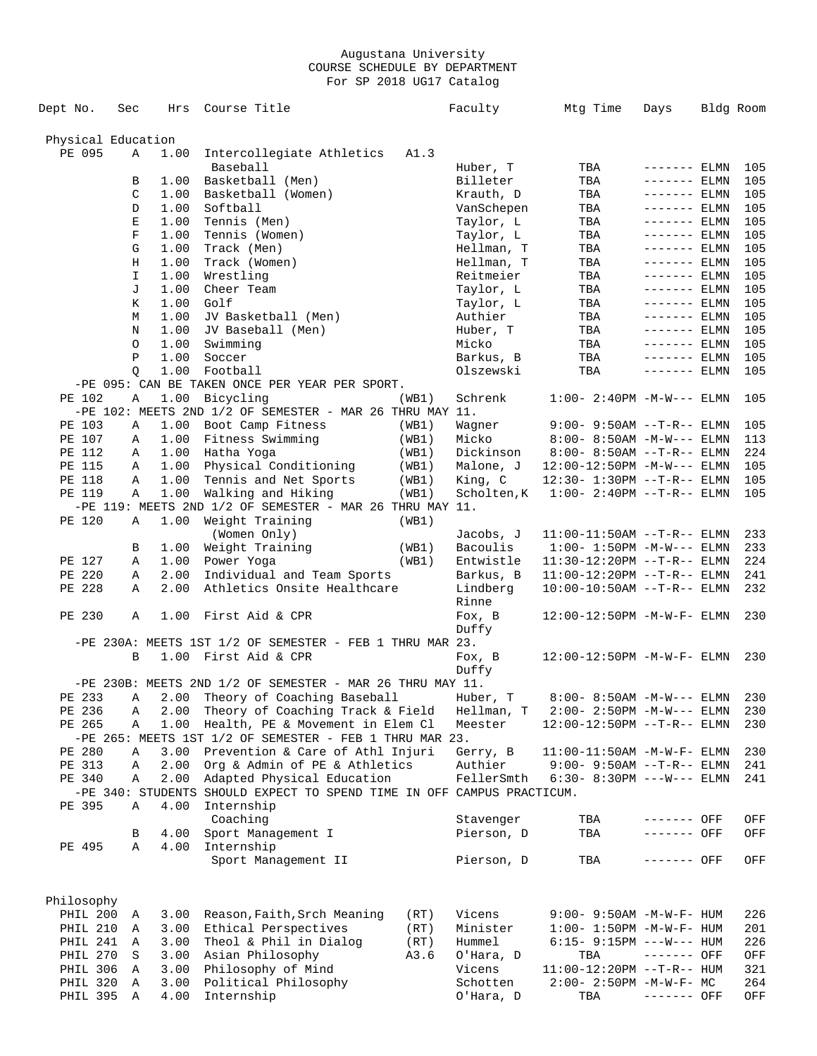Augustana University
COURSE SCHEDULE BY DEPARTMENT
For SP 2018 UG17 Catalog

| Dept No. | Sec | Hrs | Course Title | | Faculty | Mtg Time | Days | Bldg | Room |
|---|---|---|---|---|---|---|---|---|---|
| **Physical Education** | | | | | | | | | |
| PE 095 | A | 1.00 | Intercollegiate Athletics Baseball | A1.3 | Huber, T | TBA | ------- | ELMN | 105 |
| | B | 1.00 | Basketball (Men) | | Billeter | TBA | ------- | ELMN | 105 |
| | C | 1.00 | Basketball (Women) | | Krauth, D | TBA | ------- | ELMN | 105 |
| | D | 1.00 | Softball | | VanSchepen | TBA | ------- | ELMN | 105 |
| | E | 1.00 | Tennis (Men) | | Taylor, L | TBA | ------- | ELMN | 105 |
| | F | 1.00 | Tennis (Women) | | Taylor, L | TBA | ------- | ELMN | 105 |
| | G | 1.00 | Track (Men) | | Hellman, T | TBA | ------- | ELMN | 105 |
| | H | 1.00 | Track (Women) | | Hellman, T | TBA | ------- | ELMN | 105 |
| | I | 1.00 | Wrestling | | Reitmeier | TBA | ------- | ELMN | 105 |
| | J | 1.00 | Cheer Team | | Taylor, L | TBA | ------- | ELMN | 105 |
| | K | 1.00 | Golf | | Taylor, L | TBA | ------- | ELMN | 105 |
| | M | 1.00 | JV Basketball (Men) | | Authier | TBA | ------- | ELMN | 105 |
| | N | 1.00 | JV Baseball (Men) | | Huber, T | TBA | ------- | ELMN | 105 |
| | O | 1.00 | Swimming | | Micko | TBA | ------- | ELMN | 105 |
| | P | 1.00 | Soccer | | Barkus, B | TBA | ------- | ELMN | 105 |
| | Q | 1.00 | Football | | Olszewski | TBA | ------- | ELMN | 105 |
| -PE 095: CAN BE TAKEN ONCE PER YEAR PER SPORT. | | | | | | | | | |
| PE 102 | A | 1.00 | Bicycling | (WB1) | Schrenk | 1:00- 2:40PM | -M-W--- | ELMN | 105 |
| -PE 102: MEETS 2ND 1/2 OF SEMESTER - MAR 26 THRU MAY 11. | | | | | | | | | |
| PE 103 | A | 1.00 | Boot Camp Fitness | (WB1) | Wagner | 9:00- 9:50AM | --T-R-- | ELMN | 105 |
| PE 107 | A | 1.00 | Fitness Swimming | (WB1) | Micko | 8:00- 8:50AM | -M-W--- | ELMN | 113 |
| PE 112 | A | 1.00 | Hatha Yoga | (WB1) | Dickinson | 8:00- 8:50AM | --T-R-- | ELMN | 224 |
| PE 115 | A | 1.00 | Physical Conditioning | (WB1) | Malone, J | 12:00-12:50PM | -M-W--- | ELMN | 105 |
| PE 118 | A | 1.00 | Tennis and Net Sports | (WB1) | King, C | 12:30- 1:30PM | --T-R-- | ELMN | 105 |
| PE 119 | A | 1.00 | Walking and Hiking | (WB1) | Scholten,K | 1:00- 2:40PM | --T-R-- | ELMN | 105 |
| -PE 119: MEETS 2ND 1/2 OF SEMESTER - MAR 26 THRU MAY 11. | | | | | | | | | |
| PE 120 | A | 1.00 | Weight Training (Women Only) | (WB1) | Jacobs, J | 11:00-11:50AM | --T-R-- | ELMN | 233 |
| | B | 1.00 | Weight Training | (WB1) | Bacoulis | 1:00- 1:50PM | -M-W--- | ELMN | 233 |
| PE 127 | A | 1.00 | Power Yoga | (WB1) | Entwistle | 11:30-12:20PM | --T-R-- | ELMN | 224 |
| PE 220 | A | 2.00 | Individual and Team Sports | | Barkus, B | 11:00-12:20PM | --T-R-- | ELMN | 241 |
| PE 228 | A | 2.00 | Athletics Onsite Healthcare | | Lindberg Rinne | 10:00-10:50AM | --T-R-- | ELMN | 232 |
| PE 230 | A | 1.00 | First Aid & CPR | | Fox, B Duffy | 12:00-12:50PM | -M-W-F- | ELMN | 230 |
| -PE 230A: MEETS 1ST 1/2 OF SEMESTER - FEB 1 THRU MAR 23. | | | | | | | | | |
| | B | 1.00 | First Aid & CPR | | Fox, B Duffy | 12:00-12:50PM | -M-W-F- | ELMN | 230 |
| -PE 230B: MEETS 2ND 1/2 OF SEMESTER - MAR 26 THRU MAY 11. | | | | | | | | | |
| PE 233 | A | 2.00 | Theory of Coaching Baseball | | Huber, T | 8:00- 8:50AM | -M-W--- | ELMN | 230 |
| PE 236 | A | 2.00 | Theory of Coaching Track & Field | | Hellman, T | 2:00- 2:50PM | -M-W--- | ELMN | 230 |
| PE 265 | A | 1.00 | Health, PE & Movement in Elem Cl | | Meester | 12:00-12:50PM | --T-R-- | ELMN | 230 |
| -PE 265: MEETS 1ST 1/2 OF SEMESTER - FEB 1 THRU MAR 23. | | | | | | | | | |
| PE 280 | A | 3.00 | Prevention & Care of Athl Injuri | | Gerry, B | 11:00-11:50AM | -M-W-F- | ELMN | 230 |
| PE 313 | A | 2.00 | Org & Admin of PE & Athletics | | Authier | 9:00- 9:50AM | --T-R-- | ELMN | 241 |
| PE 340 | A | 2.00 | Adapted Physical Education | | FellerSmth | 6:30- 8:30PM | ---W--- | ELMN | 241 |
| -PE 340: STUDENTS SHOULD EXPECT TO SPEND TIME IN OFF CAMPUS PRACTICUM. | | | | | | | | | |
| PE 395 | A | 4.00 | Internship Coaching | | Stavenger | TBA | ------- | OFF | OFF |
| | B | 4.00 | Sport Management I | | Pierson, D | TBA | ------- | OFF | OFF |
| PE 495 | A | 4.00 | Internship Sport Management II | | Pierson, D | TBA | ------- | OFF | OFF |
| **Philosophy** | | | | | | | | | |
| PHIL 200 | A | 3.00 | Reason,Faith,Srch Meaning | (RT) | Vicens | 9:00- 9:50AM | -M-W-F- | HUM | 226 |
| PHIL 210 | A | 3.00 | Ethical Perspectives | (RT) | Minister | 1:00- 1:50PM | -M-W-F- | HUM | 201 |
| PHIL 241 | A | 3.00 | Theol & Phil in Dialog | (RT) | Hummel | 6:15- 9:15PM | ---W--- | HUM | 226 |
| PHIL 270 | S | 3.00 | Asian Philosophy | A3.6 | O'Hara, D | TBA | ------- | OFF | OFF |
| PHIL 306 | A | 3.00 | Philosophy of Mind | | Vicens | 11:00-12:20PM | --T-R-- | HUM | 321 |
| PHIL 320 | A | 3.00 | Political Philosophy | | Schotten | 2:00- 2:50PM | -M-W-F- | MC | 264 |
| PHIL 395 | A | 4.00 | Internship | | O'Hara, D | TBA | ------- | OFF | OFF |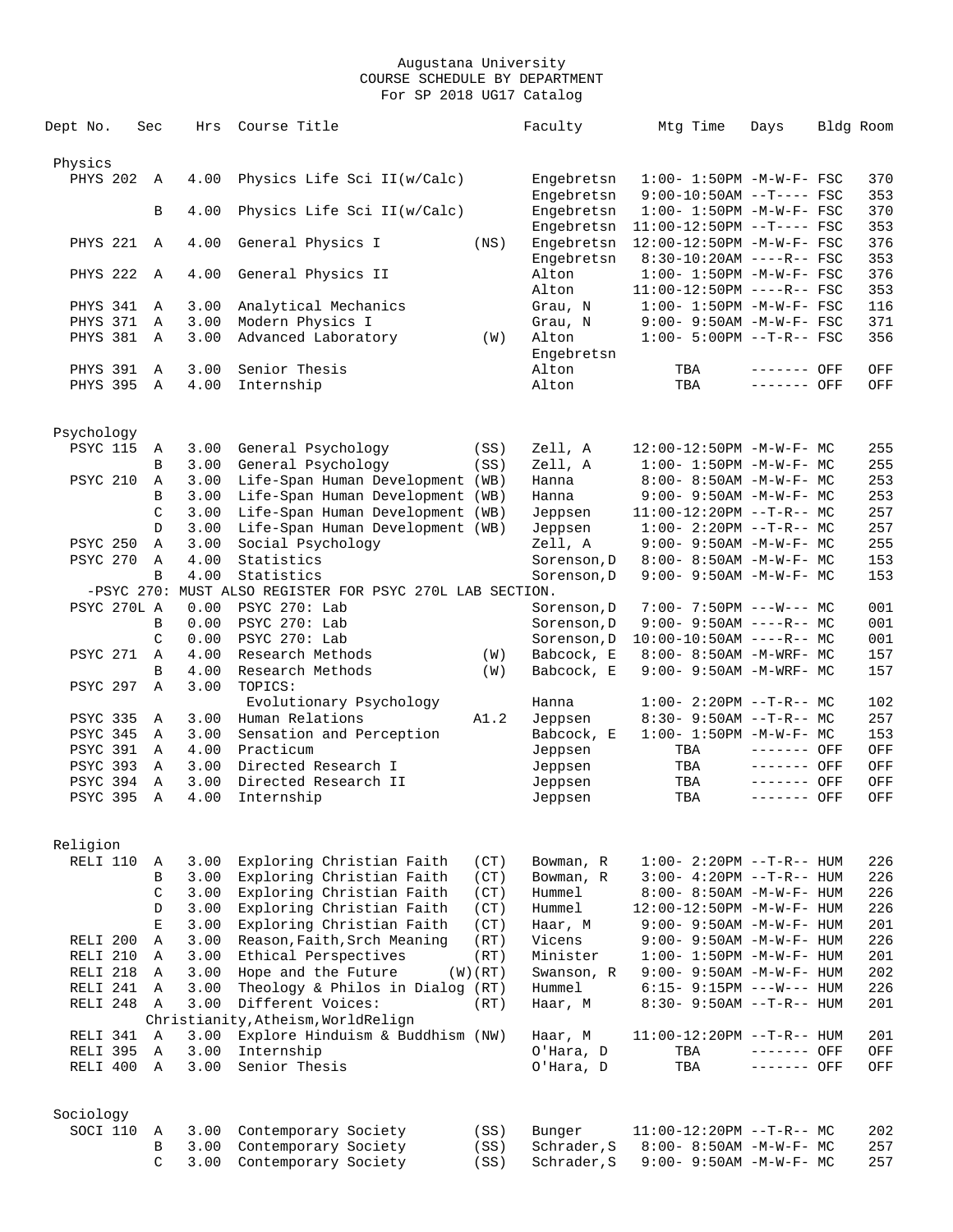Augustana University
COURSE SCHEDULE BY DEPARTMENT
For SP 2018 UG17 Catalog

| Dept No. | Sec | Hrs | Course Title | | Faculty | Mtg Time | Days | Bldg | Room |
|---|---|---|---|---|---|---|---|---|---|
| **Physics** | | | | | | | | | |
| PHYS 202 | A | 4.00 | Physics Life Sci II(w/Calc) | | Engebretsn | 1:00- 1:50PM | -M-W-F- | FSC | 370 |
| | | | | | Engebretsn | 9:00-10:50AM | --T---- | FSC | 353 |
| | B | 4.00 | Physics Life Sci II(w/Calc) | | Engebretsn | 1:00- 1:50PM | -M-W-F- | FSC | 370 |
| | | | | | Engebretsn | 11:00-12:50PM | --T---- | FSC | 353 |
| PHYS 221 | A | 4.00 | General Physics I | (NS) | Engebretsn | 12:00-12:50PM | -M-W-F- | FSC | 376 |
| | | | | | Engebretsn | 8:30-10:20AM | ----R-- | FSC | 353 |
| PHYS 222 | A | 4.00 | General Physics II | | Alton | 1:00- 1:50PM | -M-W-F- | FSC | 376 |
| | | | | | Alton | 11:00-12:50PM | ----R-- | FSC | 353 |
| PHYS 341 | A | 3.00 | Analytical Mechanics | | Grau, N | 1:00- 1:50PM | -M-W-F- | FSC | 116 |
| PHYS 371 | A | 3.00 | Modern Physics I | | Grau, N | 9:00- 9:50AM | -M-W-F- | FSC | 371 |
| PHYS 381 | A | 3.00 | Advanced Laboratory | (W) | Alton | 1:00- 5:00PM | --T-R-- | FSC | 356 |
| | | | | | Engebretsn | | | | |
| PHYS 391 | A | 3.00 | Senior Thesis | | Alton | TBA | ------- | OFF | OFF |
| PHYS 395 | A | 4.00 | Internship | | Alton | TBA | ------- | OFF | OFF |
| **Psychology** | | | | | | | | | |
| PSYC 115 | A | 3.00 | General Psychology | (SS) | Zell, A | 12:00-12:50PM | -M-W-F- | MC | 255 |
| | B | 3.00 | General Psychology | (SS) | Zell, A | 1:00- 1:50PM | -M-W-F- | MC | 255 |
| PSYC 210 | A | 3.00 | Life-Span Human Development | (WB) | Hanna | 8:00- 8:50AM | -M-W-F- | MC | 253 |
| | B | 3.00 | Life-Span Human Development | (WB) | Hanna | 9:00- 9:50AM | -M-W-F- | MC | 253 |
| | C | 3.00 | Life-Span Human Development | (WB) | Jeppsen | 11:00-12:20PM | --T-R-- | MC | 257 |
| | D | 3.00 | Life-Span Human Development | (WB) | Jeppsen | 1:00- 2:20PM | --T-R-- | MC | 257 |
| PSYC 250 | A | 3.00 | Social Psychology | | Zell, A | 9:00- 9:50AM | -M-W-F- | MC | 255 |
| PSYC 270 | A | 4.00 | Statistics | | Sorenson,D | 8:00- 8:50AM | -M-W-F- | MC | 153 |
| | B | 4.00 | Statistics | | Sorenson,D | 9:00- 9:50AM | -M-W-F- | MC | 153 |
| -PSYC 270: MUST ALSO REGISTER FOR PSYC 270L LAB SECTION. | | | | | | | | | |
| PSYC 270L | A | 0.00 | PSYC 270: Lab | | Sorenson,D | 7:00- 7:50PM | ---W--- | MC | 001 |
| | B | 0.00 | PSYC 270: Lab | | Sorenson,D | 9:00- 9:50AM | ----R-- | MC | 001 |
| | C | 0.00 | PSYC 270: Lab | | Sorenson,D | 10:00-10:50AM | ----R-- | MC | 001 |
| PSYC 271 | A | 4.00 | Research Methods | (W) | Babcock, E | 8:00- 8:50AM | -M-WRF- | MC | 157 |
| | B | 4.00 | Research Methods | (W) | Babcock, E | 9:00- 9:50AM | -M-WRF- | MC | 157 |
| PSYC 297 | A | 3.00 | TOPICS: Evolutionary Psychology | | Hanna | 1:00- 2:20PM | --T-R-- | MC | 102 |
| PSYC 335 | A | 3.00 | Human Relations | A1.2 | Jeppsen | 8:30- 9:50AM | --T-R-- | MC | 257 |
| PSYC 345 | A | 3.00 | Sensation and Perception | | Babcock, E | 1:00- 1:50PM | -M-W-F- | MC | 153 |
| PSYC 391 | A | 4.00 | Practicum | | Jeppsen | TBA | ------- | OFF | OFF |
| PSYC 393 | A | 3.00 | Directed Research I | | Jeppsen | TBA | ------- | OFF | OFF |
| PSYC 394 | A | 3.00 | Directed Research II | | Jeppsen | TBA | ------- | OFF | OFF |
| PSYC 395 | A | 4.00 | Internship | | Jeppsen | TBA | ------- | OFF | OFF |
| **Religion** | | | | | | | | | |
| RELI 110 | A | 3.00 | Exploring Christian Faith | (CT) | Bowman, R | 1:00- 2:20PM | --T-R-- | HUM | 226 |
| | B | 3.00 | Exploring Christian Faith | (CT) | Bowman, R | 3:00- 4:20PM | --T-R-- | HUM | 226 |
| | C | 3.00 | Exploring Christian Faith | (CT) | Hummel | 8:00- 8:50AM | -M-W-F- | HUM | 226 |
| | D | 3.00 | Exploring Christian Faith | (CT) | Hummel | 12:00-12:50PM | -M-W-F- | HUM | 226 |
| | E | 3.00 | Exploring Christian Faith | (CT) | Haar, M | 9:00- 9:50AM | -M-W-F- | HUM | 201 |
| RELI 200 | A | 3.00 | Reason,Faith,Srch Meaning | (RT) | Vicens | 9:00- 9:50AM | -M-W-F- | HUM | 226 |
| RELI 210 | A | 3.00 | Ethical Perspectives | (RT) | Minister | 1:00- 1:50PM | -M-W-F- | HUM | 201 |
| RELI 218 | A | 3.00 | Hope and the Future | (W)(RT) | Swanson, R | 9:00- 9:50AM | -M-W-F- | HUM | 202 |
| RELI 241 | A | 3.00 | Theology & Philos in Dialog | (RT) | Hummel | 6:15- 9:15PM | ---W--- | HUM | 226 |
| RELI 248 | A | 3.00 | Different Voices: Christianity,Atheism,WorldRelign | (RT) | Haar, M | 8:30- 9:50AM | --T-R-- | HUM | 201 |
| RELI 341 | A | 3.00 | Explore Hinduism & Buddhism | (NW) | Haar, M | 11:00-12:20PM | --T-R-- | HUM | 201 |
| RELI 395 | A | 3.00 | Internship | | O'Hara, D | TBA | ------- | OFF | OFF |
| RELI 400 | A | 3.00 | Senior Thesis | | O'Hara, D | TBA | ------- | OFF | OFF |
| **Sociology** | | | | | | | | | |
| SOCI 110 | A | 3.00 | Contemporary Society | (SS) | Bunger | 11:00-12:20PM | --T-R-- | MC | 202 |
| | B | 3.00 | Contemporary Society | (SS) | Schrader,S | 8:00- 8:50AM | -M-W-F- | MC | 257 |
| | C | 3.00 | Contemporary Society | (SS) | Schrader,S | 9:00- 9:50AM | -M-W-F- | MC | 257 |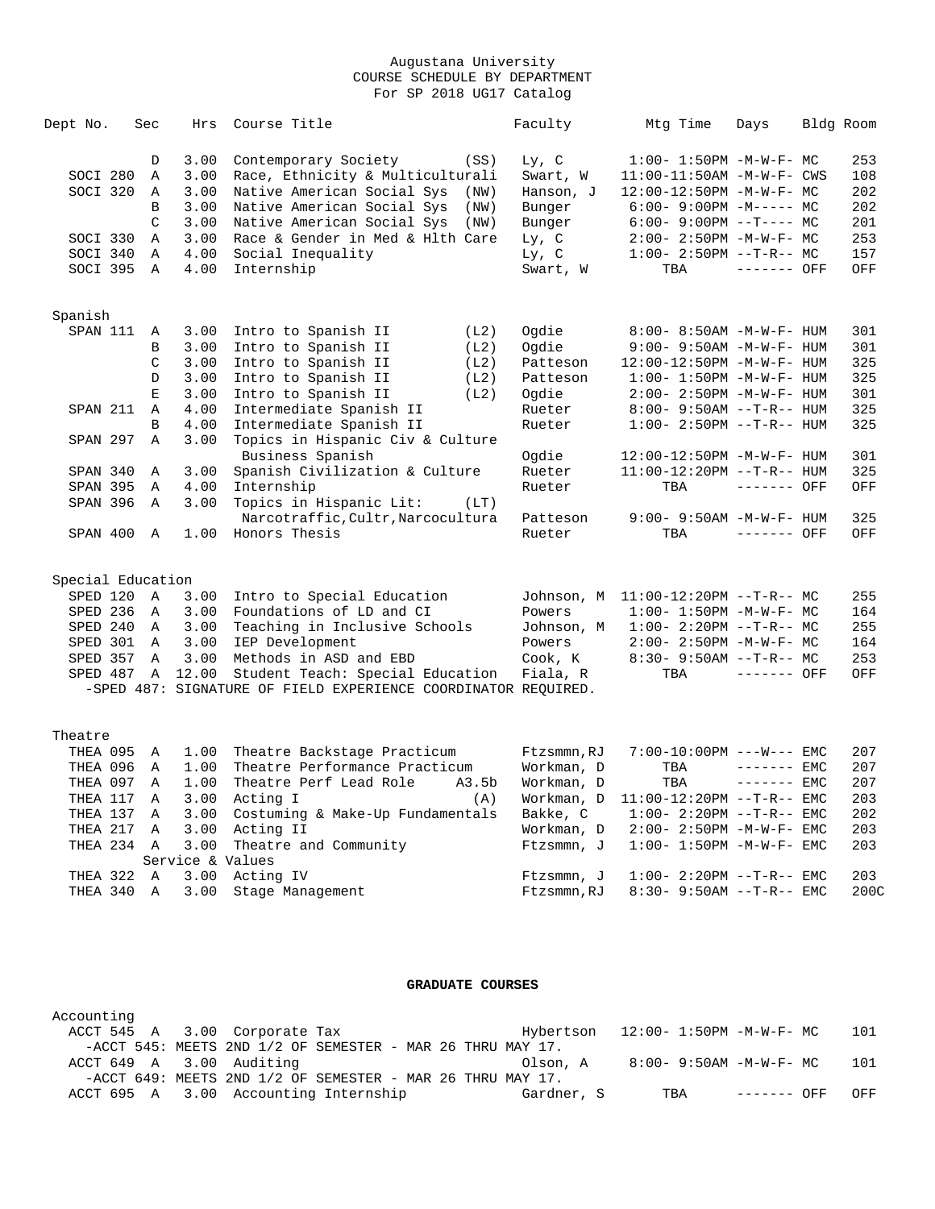Augustana University
COURSE SCHEDULE BY DEPARTMENT
For SP 2018 UG17 Catalog

| Dept No. | Sec | Hrs | Course Title | | Faculty | Mtg Time | Days | Bldg | Room |
|---|---|---|---|---|---|---|---|---|---|
| | D | 3.00 | Contemporary Society | (SS) | Ly, C | 1:00- 1:50PM | -M-W-F- | MC | 253 |
| SOCI 280 | A | 3.00 | Race, Ethnicity & Multiculturali | | Swart, W | 11:00-11:50AM | -M-W-F- | CWS | 108 |
| SOCI 320 | A | 3.00 | Native American Social Sys | (NW) | Hanson, J | 12:00-12:50PM | -M-W-F- | MC | 202 |
| | B | 3.00 | Native American Social Sys | (NW) | Bunger | 6:00- 9:00PM | -M----- | MC | 202 |
| | C | 3.00 | Native American Social Sys | (NW) | Bunger | 6:00- 9:00PM | --T---- | MC | 201 |
| SOCI 330 | A | 3.00 | Race & Gender in Med & Hlth Care | | Ly, C | 2:00- 2:50PM | -M-W-F- | MC | 253 |
| SOCI 340 | A | 4.00 | Social Inequality | | Ly, C | 1:00- 2:50PM | --T-R-- | MC | 157 |
| SOCI 395 | A | 4.00 | Internship | | Swart, W | TBA | ------- | OFF | OFF |

## Spanish

| Dept No. | Sec | Hrs | Course Title | | Faculty | Mtg Time | Days | Bldg | Room |
|---|---|---|---|---|---|---|---|---|---|
| SPAN 111 | A | 3.00 | Intro to Spanish II | (L2) | Ogdie | 8:00- 8:50AM | -M-W-F- | HUM | 301 |
| | B | 3.00 | Intro to Spanish II | (L2) | Ogdie | 9:00- 9:50AM | -M-W-F- | HUM | 301 |
| | C | 3.00 | Intro to Spanish II | (L2) | Patteson | 12:00-12:50PM | -M-W-F- | HUM | 325 |
| | D | 3.00 | Intro to Spanish II | (L2) | Patteson | 1:00- 1:50PM | -M-W-F- | HUM | 325 |
| | E | 3.00 | Intro to Spanish II | (L2) | Ogdie | 2:00- 2:50PM | -M-W-F- | HUM | 301 |
| SPAN 211 | A | 4.00 | Intermediate Spanish II | | Rueter | 8:00- 9:50AM | --T-R-- | HUM | 325 |
| | B | 4.00 | Intermediate Spanish II | | Rueter | 1:00- 2:50PM | --T-R-- | HUM | 325 |
| SPAN 297 | A | 3.00 | Topics in Hispanic Civ & Culture | | | | | | |
| | | | Business Spanish | | Ogdie | 12:00-12:50PM | -M-W-F- | HUM | 301 |
| SPAN 340 | A | 3.00 | Spanish Civilization & Culture | | Rueter | 11:00-12:20PM | --T-R-- | HUM | 325 |
| SPAN 395 | A | 4.00 | Internship | | Rueter | TBA | ------- | OFF | OFF |
| SPAN 396 | A | 3.00 | Topics in Hispanic Lit: | (LT) | | | | | |
| | | | Narcotraffic,Cultr,Narcocultura | | Patteson | 9:00- 9:50AM | -M-W-F- | HUM | 325 |
| SPAN 400 | A | 1.00 | Honors Thesis | | Rueter | TBA | ------- | OFF | OFF |

## Special Education

| Dept No. | Sec | Hrs | Course Title | | Faculty | Mtg Time | Days | Bldg | Room |
|---|---|---|---|---|---|---|---|---|---|
| SPED 120 | A | 3.00 | Intro to Special Education | | Johnson, M | 11:00-12:20PM | --T-R-- | MC | 255 |
| SPED 236 | A | 3.00 | Foundations of LD and CI | | Powers | 1:00- 1:50PM | -M-W-F- | MC | 164 |
| SPED 240 | A | 3.00 | Teaching in Inclusive Schools | | Johnson, M | 1:00- 2:20PM | --T-R-- | MC | 255 |
| SPED 301 | A | 3.00 | IEP Development | | Powers | 2:00- 2:50PM | -M-W-F- | MC | 164 |
| SPED 357 | A | 3.00 | Methods in ASD and EBD | | Cook, K | 8:30- 9:50AM | --T-R-- | MC | 253 |
| SPED 487 | A | 12.00 | Student Teach: Special Education | | Fiala, R | TBA | ------- | OFF | OFF |

-SPED 487: SIGNATURE OF FIELD EXPERIENCE COORDINATOR REQUIRED.

## Theatre

| Dept No. | Sec | Hrs | Course Title | | Faculty | Mtg Time | Days | Bldg | Room |
|---|---|---|---|---|---|---|---|---|---|
| THEA 095 | A | 1.00 | Theatre Backstage Practicum | | Ftzsmmn,RJ | 7:00-10:00PM | ---W--- | EMC | 207 |
| THEA 096 | A | 1.00 | Theatre Performance Practicum | | Workman, D | TBA | ------- | EMC | 207 |
| THEA 097 | A | 1.00 | Theatre Perf Lead Role | A3.5b | Workman, D | TBA | ------- | EMC | 207 |
| THEA 117 | A | 3.00 | Acting I | (A) | Workman, D | 11:00-12:20PM | --T-R-- | EMC | 203 |
| THEA 137 | A | 3.00 | Costuming & Make-Up Fundamentals | | Bakke, C | 1:00- 2:20PM | --T-R-- | EMC | 202 |
| THEA 217 | A | 3.00 | Acting II | | Workman, D | 2:00- 2:50PM | -M-W-F- | EMC | 203 |
| THEA 234 | A | 3.00 | Theatre and Community | | Ftzsmmn, J | 1:00- 1:50PM | -M-W-F- | EMC | 203 |
| | | | Service & Values | | | | | | |
| THEA 322 | A | 3.00 | Acting IV | | Ftzsmmn, J | 1:00- 2:20PM | --T-R-- | EMC | 203 |
| THEA 340 | A | 3.00 | Stage Management | | Ftzsmmn,RJ | 8:30- 9:50AM | --T-R-- | EMC | 200C |

# GRADUATE COURSES

## Accounting

| Dept No. | Sec | Hrs | Course Title | Faculty | Mtg Time | Days | Bldg | Room |
|---|---|---|---|---|---|---|---|---|
| ACCT 545 | A | 3.00 | Corporate Tax | Hybertson | 12:00- 1:50PM | -M-W-F- | MC | 101 |

-ACCT 545: MEETS 2ND 1/2 OF SEMESTER - MAR 26 THRU MAY 17.

| Dept No. | Sec | Hrs | Course Title | Faculty | Mtg Time | Days | Bldg | Room |
|---|---|---|---|---|---|---|---|---|
| ACCT 649 | A | 3.00 | Auditing | Olson, A | 8:00- 9:50AM | -M-W-F- | MC | 101 |

-ACCT 649: MEETS 2ND 1/2 OF SEMESTER - MAR 26 THRU MAY 17.

| Dept No. | Sec | Hrs | Course Title | Faculty | Mtg Time | Days | Bldg | Room |
|---|---|---|---|---|---|---|---|---|
| ACCT 695 | A | 3.00 | Accounting Internship | Gardner, S | TBA | ------- | OFF | OFF |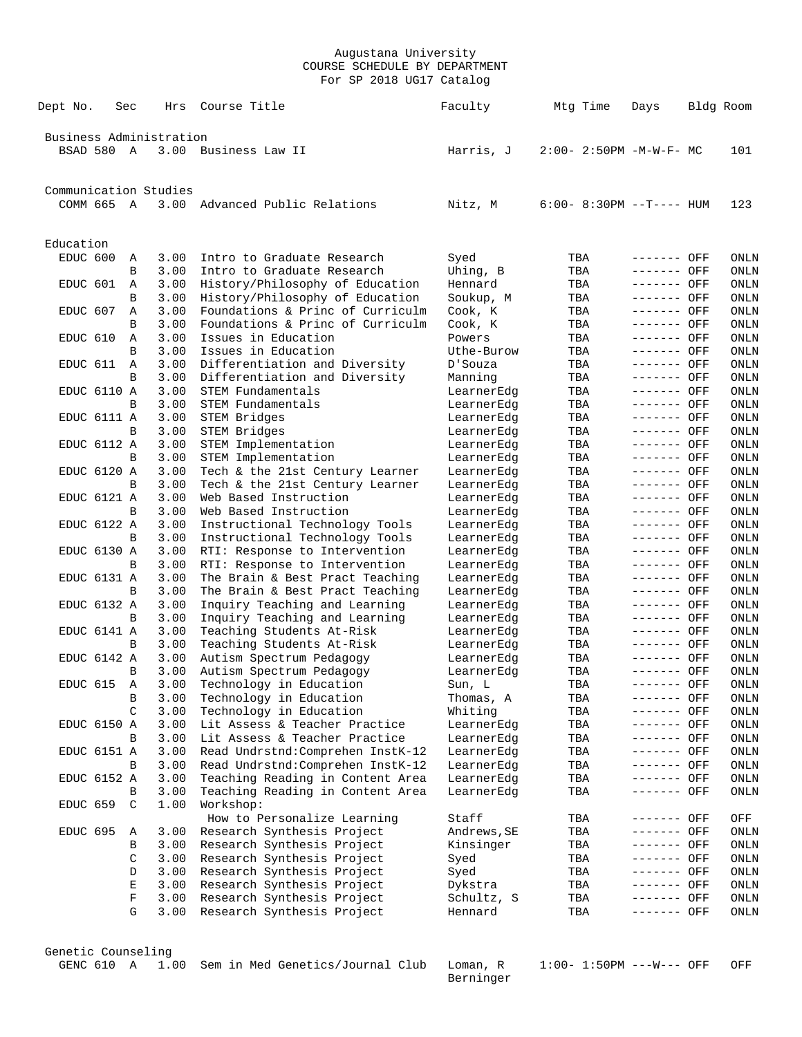Augustana University
COURSE SCHEDULE BY DEPARTMENT
For SP 2018 UG17 Catalog

| Dept No. | Sec | Hrs | Course Title | Faculty | Mtg Time | Days | Bldg | Room |
|---|---|---|---|---|---|---|---|---|
| **Business Administration** | | | | | | | | |
| BSAD 580 | A | 3.00 | Business Law II | Harris, J | 2:00- 2:50PM | -M-W-F- | MC | 101 |
| **Communication Studies** | | | | | | | | |
| COMM 665 | A | 3.00 | Advanced Public Relations | Nitz, M | 6:00- 8:30PM | --T---- | HUM | 123 |
| **Education** | | | | | | | | |
| EDUC 600 | A | 3.00 | Intro to Graduate Research | Syed | TBA | ------- | OFF | ONLN |
| | B | 3.00 | Intro to Graduate Research | Uhing, B | TBA | ------- | OFF | ONLN |
| EDUC 601 | A | 3.00 | History/Philosophy of Education | Hennard | TBA | ------- | OFF | ONLN |
| | B | 3.00 | History/Philosophy of Education | Soukup, M | TBA | ------- | OFF | ONLN |
| EDUC 607 | A | 3.00 | Foundations & Princ of Curriculm | Cook, K | TBA | ------- | OFF | ONLN |
| | B | 3.00 | Foundations & Princ of Curriculm | Cook, K | TBA | ------- | OFF | ONLN |
| EDUC 610 | A | 3.00 | Issues in Education | Powers | TBA | ------- | OFF | ONLN |
| | B | 3.00 | Issues in Education | Uthe-Burow | TBA | ------- | OFF | ONLN |
| EDUC 611 | A | 3.00 | Differentiation and Diversity | D'Souza | TBA | ------- | OFF | ONLN |
| | B | 3.00 | Differentiation and Diversity | Manning | TBA | ------- | OFF | ONLN |
| EDUC 6110 | A | 3.00 | STEM Fundamentals | LearnerEdg | TBA | ------- | OFF | ONLN |
| | B | 3.00 | STEM Fundamentals | LearnerEdg | TBA | ------- | OFF | ONLN |
| EDUC 6111 | A | 3.00 | STEM Bridges | LearnerEdg | TBA | ------- | OFF | ONLN |
| | B | 3.00 | STEM Bridges | LearnerEdg | TBA | ------- | OFF | ONLN |
| EDUC 6112 | A | 3.00 | STEM Implementation | LearnerEdg | TBA | ------- | OFF | ONLN |
| | B | 3.00 | STEM Implementation | LearnerEdg | TBA | ------- | OFF | ONLN |
| EDUC 6120 | A | 3.00 | Tech & the 21st Century Learner | LearnerEdg | TBA | ------- | OFF | ONLN |
| | B | 3.00 | Tech & the 21st Century Learner | LearnerEdg | TBA | ------- | OFF | ONLN |
| EDUC 6121 | A | 3.00 | Web Based Instruction | LearnerEdg | TBA | ------- | OFF | ONLN |
| | B | 3.00 | Web Based Instruction | LearnerEdg | TBA | ------- | OFF | ONLN |
| EDUC 6122 | A | 3.00 | Instructional Technology Tools | LearnerEdg | TBA | ------- | OFF | ONLN |
| | B | 3.00 | Instructional Technology Tools | LearnerEdg | TBA | ------- | OFF | ONLN |
| EDUC 6130 | A | 3.00 | RTI: Response to Intervention | LearnerEdg | TBA | ------- | OFF | ONLN |
| | B | 3.00 | RTI: Response to Intervention | LearnerEdg | TBA | ------- | OFF | ONLN |
| EDUC 6131 | A | 3.00 | The Brain & Best Pract Teaching | LearnerEdg | TBA | ------- | OFF | ONLN |
| | B | 3.00 | The Brain & Best Pract Teaching | LearnerEdg | TBA | ------- | OFF | ONLN |
| EDUC 6132 | A | 3.00 | Inquiry Teaching and Learning | LearnerEdg | TBA | ------- | OFF | ONLN |
| | B | 3.00 | Inquiry Teaching and Learning | LearnerEdg | TBA | ------- | OFF | ONLN |
| EDUC 6141 | A | 3.00 | Teaching Students At-Risk | LearnerEdg | TBA | ------- | OFF | ONLN |
| | B | 3.00 | Teaching Students At-Risk | LearnerEdg | TBA | ------- | OFF | ONLN |
| EDUC 6142 | A | 3.00 | Autism Spectrum Pedagogy | LearnerEdg | TBA | ------- | OFF | ONLN |
| | B | 3.00 | Autism Spectrum Pedagogy | LearnerEdg | TBA | ------- | OFF | ONLN |
| EDUC 615 | A | 3.00 | Technology in Education | Sun, L | TBA | ------- | OFF | ONLN |
| | B | 3.00 | Technology in Education | Thomas, A | TBA | ------- | OFF | ONLN |
| | C | 3.00 | Technology in Education | Whiting | TBA | ------- | OFF | ONLN |
| EDUC 6150 | A | 3.00 | Lit Assess & Teacher Practice | LearnerEdg | TBA | ------- | OFF | ONLN |
| | B | 3.00 | Lit Assess & Teacher Practice | LearnerEdg | TBA | ------- | OFF | ONLN |
| EDUC 6151 | A | 3.00 | Read Undrstnd:Comprehen InstK-12 | LearnerEdg | TBA | ------- | OFF | ONLN |
| | B | 3.00 | Read Undrstnd:Comprehen InstK-12 | LearnerEdg | TBA | ------- | OFF | ONLN |
| EDUC 6152 | A | 3.00 | Teaching Reading in Content Area | LearnerEdg | TBA | ------- | OFF | ONLN |
| | B | 3.00 | Teaching Reading in Content Area | LearnerEdg | TBA | ------- | OFF | ONLN |
| EDUC 659 | C | 1.00 | Workshop: How to Personalize Learning | Staff | TBA | ------- | OFF | OFF |
| EDUC 695 | A | 3.00 | Research Synthesis Project | Andrews,SE | TBA | ------- | OFF | ONLN |
| | B | 3.00 | Research Synthesis Project | Kinsinger | TBA | ------- | OFF | ONLN |
| | C | 3.00 | Research Synthesis Project | Syed | TBA | ------- | OFF | ONLN |
| | D | 3.00 | Research Synthesis Project | Syed | TBA | ------- | OFF | ONLN |
| | E | 3.00 | Research Synthesis Project | Dykstra | TBA | ------- | OFF | ONLN |
| | F | 3.00 | Research Synthesis Project | Schultz, S | TBA | ------- | OFF | ONLN |
| | G | 3.00 | Research Synthesis Project | Hennard | TBA | ------- | OFF | ONLN |
| **Genetic Counseling** | | | | | | | | |
| GENC 610 | A | 1.00 | Sem in Med Genetics/Journal Club | Loman, R; Berninger | 1:00- 1:50PM | ---W--- | OFF | OFF |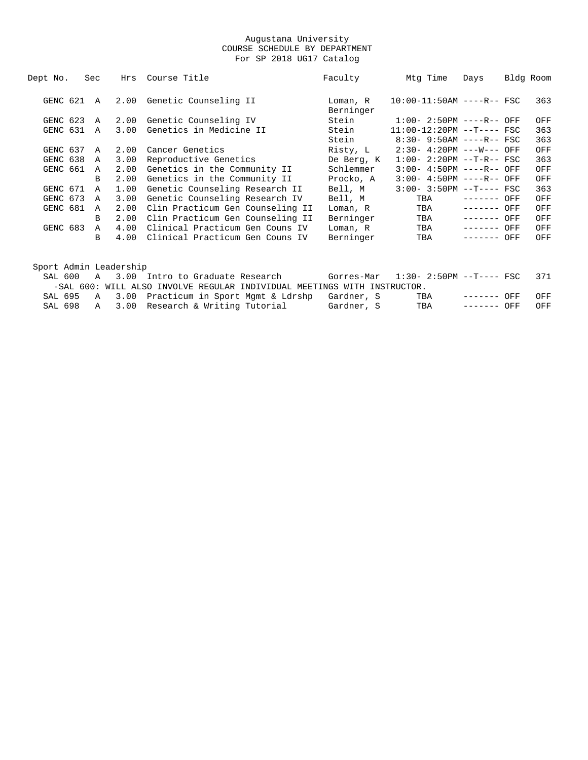Augustana University
COURSE SCHEDULE BY DEPARTMENT
For SP 2018 UG17 Catalog

| Dept No. | Sec | Hrs | Course Title | Faculty | Mtg Time | Days | Bldg | Room |
|---|---|---|---|---|---|---|---|---|
| GENC 621 | A | 2.00 | Genetic Counseling II | Loman, R Berninger | 10:00-11:50AM | ----R-- | FSC | 363 |
| GENC 623 | A | 2.00 | Genetic Counseling IV | Stein | 1:00- 2:50PM | ----R-- | OFF | OFF |
| GENC 631 | A | 3.00 | Genetics in Medicine II | Stein | 11:00-12:20PM | --T---- | FSC | 363 |
| | | | | Stein | 8:30- 9:50AM | ----R-- | FSC | 363 |
| GENC 637 | A | 2.00 | Cancer Genetics | Risty, L | 2:30- 4:20PM | ---W--- | OFF | OFF |
| GENC 638 | A | 3.00 | Reproductive Genetics | De Berg, K | 1:00- 2:20PM | --T-R-- | FSC | 363 |
| GENC 661 | A | 2.00 | Genetics in the Community II | Schlemmer | 3:00- 4:50PM | ----R-- | OFF | OFF |
| | B | 2.00 | Genetics in the Community II | Procko, A | 3:00- 4:50PM | ----R-- | OFF | OFF |
| GENC 671 | A | 1.00 | Genetic Counseling Research II | Bell, M | 3:00- 3:50PM | --T---- | FSC | 363 |
| GENC 673 | A | 3.00 | Genetic Counseling Research IV | Bell, M | TBA | ------- | OFF | OFF |
| GENC 681 | A | 2.00 | Clin Practicum Gen Counseling II | Loman, R | TBA | ------- | OFF | OFF |
| | B | 2.00 | Clin Practicum Gen Counseling II | Berninger | TBA | ------- | OFF | OFF |
| GENC 683 | A | 4.00 | Clinical Practicum Gen Couns IV | Loman, R | TBA | ------- | OFF | OFF |
| | B | 4.00 | Clinical Practicum Gen Couns IV | Berninger | TBA | ------- | OFF | OFF |

Sport Admin Leadership

| Dept No. | Sec | Hrs | Course Title | Faculty | Mtg Time | Days | Bldg | Room |
|---|---|---|---|---|---|---|---|---|
| SAL 600 | A | 3.00 | Intro to Graduate Research | Gorres-Mar | 1:30- 2:50PM | --T---- | FSC | 371 |
| -SAL 600: WILL ALSO INVOLVE REGULAR INDIVIDUAL MEETINGS WITH INSTRUCTOR. | | | | | | | | |
| SAL 695 | A | 3.00 | Practicum in Sport Mgmt & Ldrshp | Gardner, S | TBA | ------- | OFF | OFF |
| SAL 698 | A | 3.00 | Research & Writing Tutorial | Gardner, S | TBA | ------- | OFF | OFF |